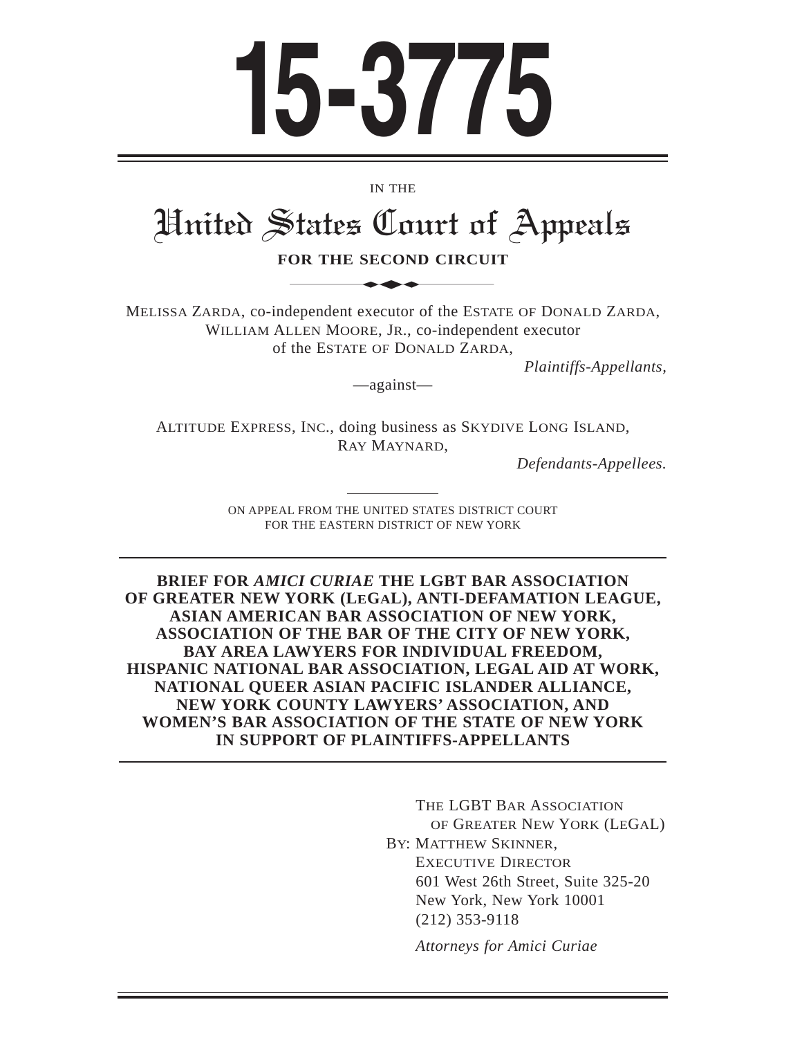# 15-3775

IN THE

## United States Court of Appeals

**FOR THE SECOND CIRCUIT**

MELISSA ZARDA, co-independent executor of the ESTATE OF DONALD ZARDA, WILLIAM ALLEN MOORE, JR., co-independent executor of the ESTATE OF DONALD ZARDA,

*Plaintiffs-Appellants,*

—against—

ALTITUDE EXPRESS, INC., doing business as SKYDIVE LONG ISLAND, RAY MAYNARD,

*Defendants-Appellees.*

ON APPEAL FROM THE UNITED STATES DISTRICT COURT FOR THE EASTERN DISTRICT OF NEW YORK

**BRIEF FOR *AMICI CURIAE* THE LGBT BAR ASSOCIATION OF GREATER NEW YORK (LEGAL), ANTI-DEFAMATION LEAGUE, ASIAN AMERICAN BAR ASSOCIATION OF NEW YORK, ASSOCIATION OF THE BAR OF THE CITY OF NEW YORK, BAY AREA LAWYERS FOR INDIVIDUAL FREEDOM, HISPANIC NATIONAL BAR ASSOCIATION, LEGAL AID AT WORK, NATIONAL QUEER ASIAN PACIFIC ISLANDER ALLIANCE, NEW YORK COUNTY LAWYERS' ASSOCIATION, AND WOMEN'S BAR ASSOCIATION OF THE STATE OF NEW YORK IN SUPPORT OF PLAINTIFFS-APPELLANTS**

THE LGBT BAR ASSOCIATION OF GREATER NEW YORK (LEGAL)
BY: MATTHEW SKINNER, EXECUTIVE DIRECTOR
601 West 26th Street, Suite 325-20
New York, New York 10001
(212) 353-9118

*Attorneys for Amici Curiae*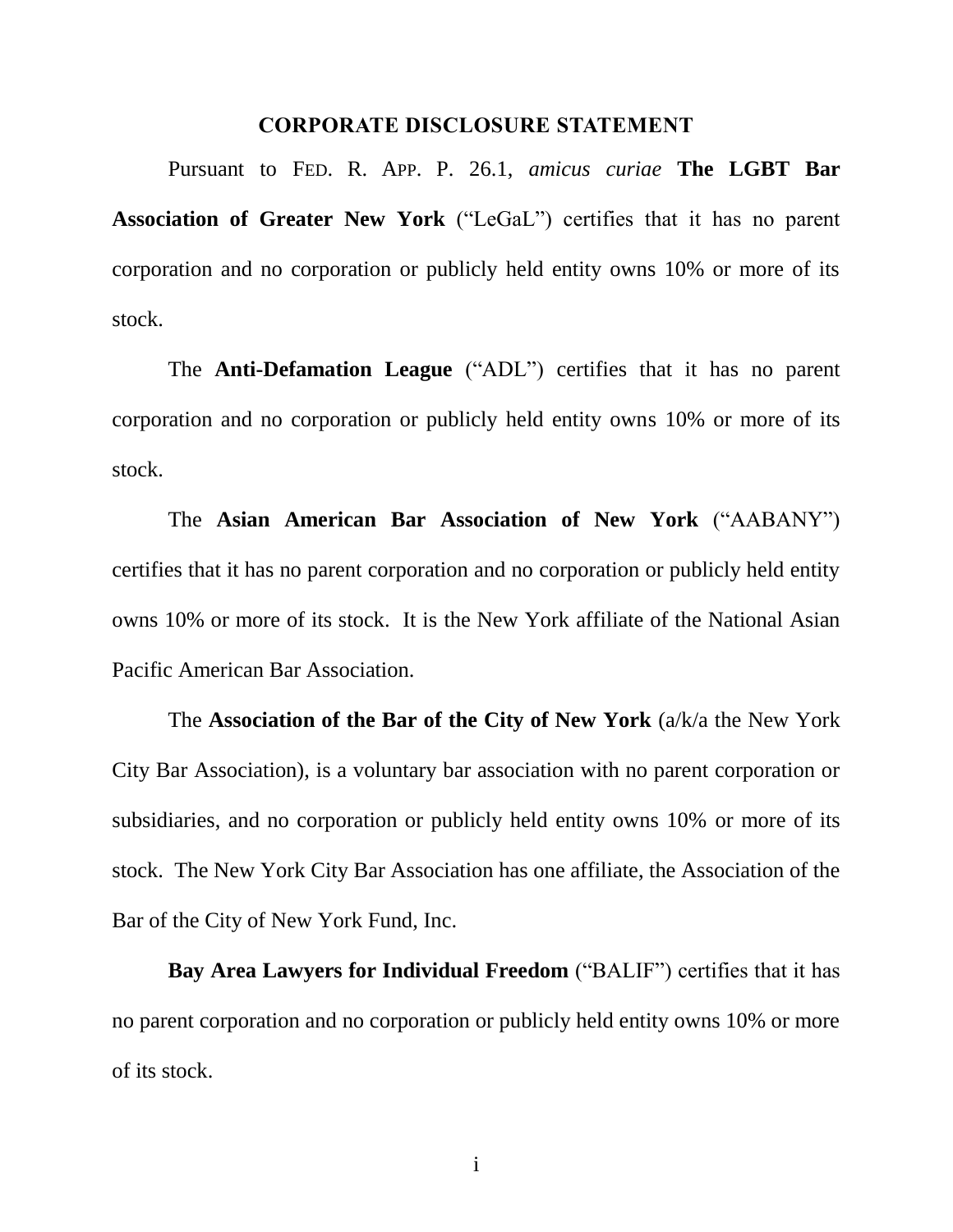## CORPORATE DISCLOSURE STATEMENT

Pursuant to FED. R. APP. P. 26.1, *amicus curiae* **The LGBT Bar Association of Greater New York** ("LeGaL") certifies that it has no parent corporation and no corporation or publicly held entity owns 10% or more of its stock.

The **Anti-Defamation League** ("ADL") certifies that it has no parent corporation and no corporation or publicly held entity owns 10% or more of its stock.

The **Asian American Bar Association of New York** ("AABANY") certifies that it has no parent corporation and no corporation or publicly held entity owns 10% or more of its stock. It is the New York affiliate of the National Asian Pacific American Bar Association.

The **Association of the Bar of the City of New York** (a/k/a the New York City Bar Association), is a voluntary bar association with no parent corporation or subsidiaries, and no corporation or publicly held entity owns 10% or more of its stock. The New York City Bar Association has one affiliate, the Association of the Bar of the City of New York Fund, Inc.

**Bay Area Lawyers for Individual Freedom** ("BALIF") certifies that it has no parent corporation and no corporation or publicly held entity owns 10% or more of its stock.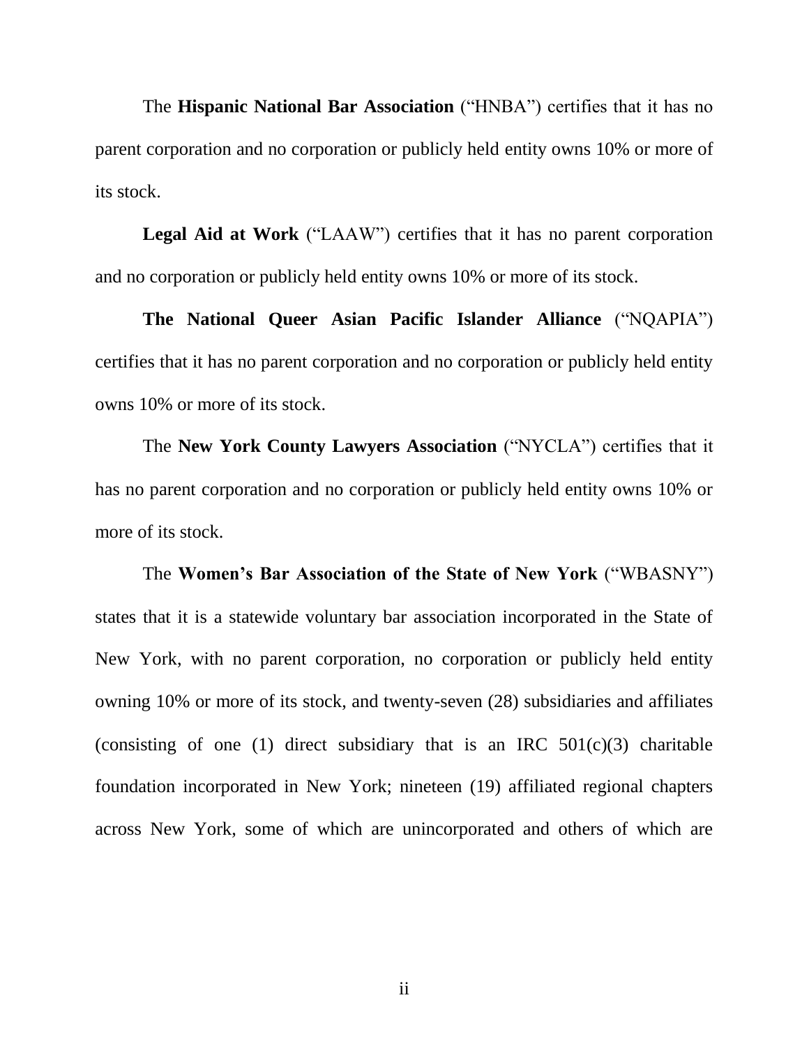The **Hispanic National Bar Association** ("HNBA") certifies that it has no parent corporation and no corporation or publicly held entity owns 10% or more of its stock.

**Legal Aid at Work** ("LAAW") certifies that it has no parent corporation and no corporation or publicly held entity owns 10% or more of its stock.

**The National Queer Asian Pacific Islander Alliance** ("NQAPIA") certifies that it has no parent corporation and no corporation or publicly held entity owns 10% or more of its stock.

The **New York County Lawyers Association** ("NYCLA") certifies that it has no parent corporation and no corporation or publicly held entity owns 10% or more of its stock.

The **Women's Bar Association of the State of New York** ("WBASNY") states that it is a statewide voluntary bar association incorporated in the State of New York, with no parent corporation, no corporation or publicly held entity owning 10% or more of its stock, and twenty-seven (28) subsidiaries and affiliates (consisting of one (1) direct subsidiary that is an IRC 501(c)(3) charitable foundation incorporated in New York; nineteen (19) affiliated regional chapters across New York, some of which are unincorporated and others of which are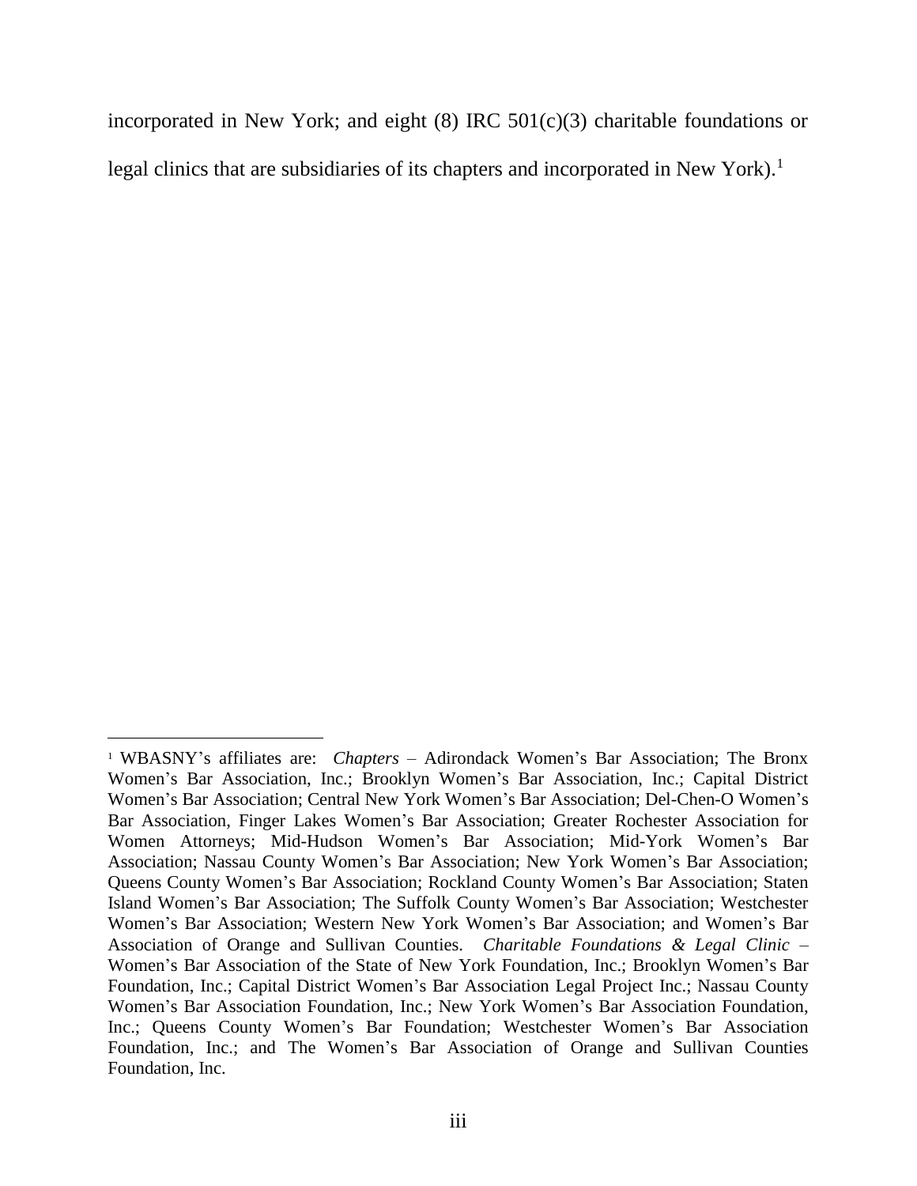incorporated in New York; and eight (8) IRC 501(c)(3) charitable foundations or legal clinics that are subsidiaries of its chapters and incorporated in New York).[1]

---

[1] WBASNY's affiliates are: *Chapters* – Adirondack Women's Bar Association; The Bronx Women's Bar Association, Inc.; Brooklyn Women's Bar Association, Inc.; Capital District Women's Bar Association; Central New York Women's Bar Association; Del-Chen-O Women's Bar Association, Finger Lakes Women's Bar Association; Greater Rochester Association for Women Attorneys; Mid-Hudson Women's Bar Association; Mid-York Women's Bar Association; Nassau County Women's Bar Association; New York Women's Bar Association; Queens County Women's Bar Association; Rockland County Women's Bar Association; Staten Island Women's Bar Association; The Suffolk County Women's Bar Association; Westchester Women's Bar Association; Western New York Women's Bar Association; and Women's Bar Association of Orange and Sullivan Counties. *Charitable Foundations & Legal Clinic* – Women's Bar Association of the State of New York Foundation, Inc.; Brooklyn Women's Bar Foundation, Inc.; Capital District Women's Bar Association Legal Project Inc.; Nassau County Women's Bar Association Foundation, Inc.; New York Women's Bar Association Foundation, Inc.; Queens County Women's Bar Foundation; Westchester Women's Bar Association Foundation, Inc.; and The Women's Bar Association of Orange and Sullivan Counties Foundation, Inc.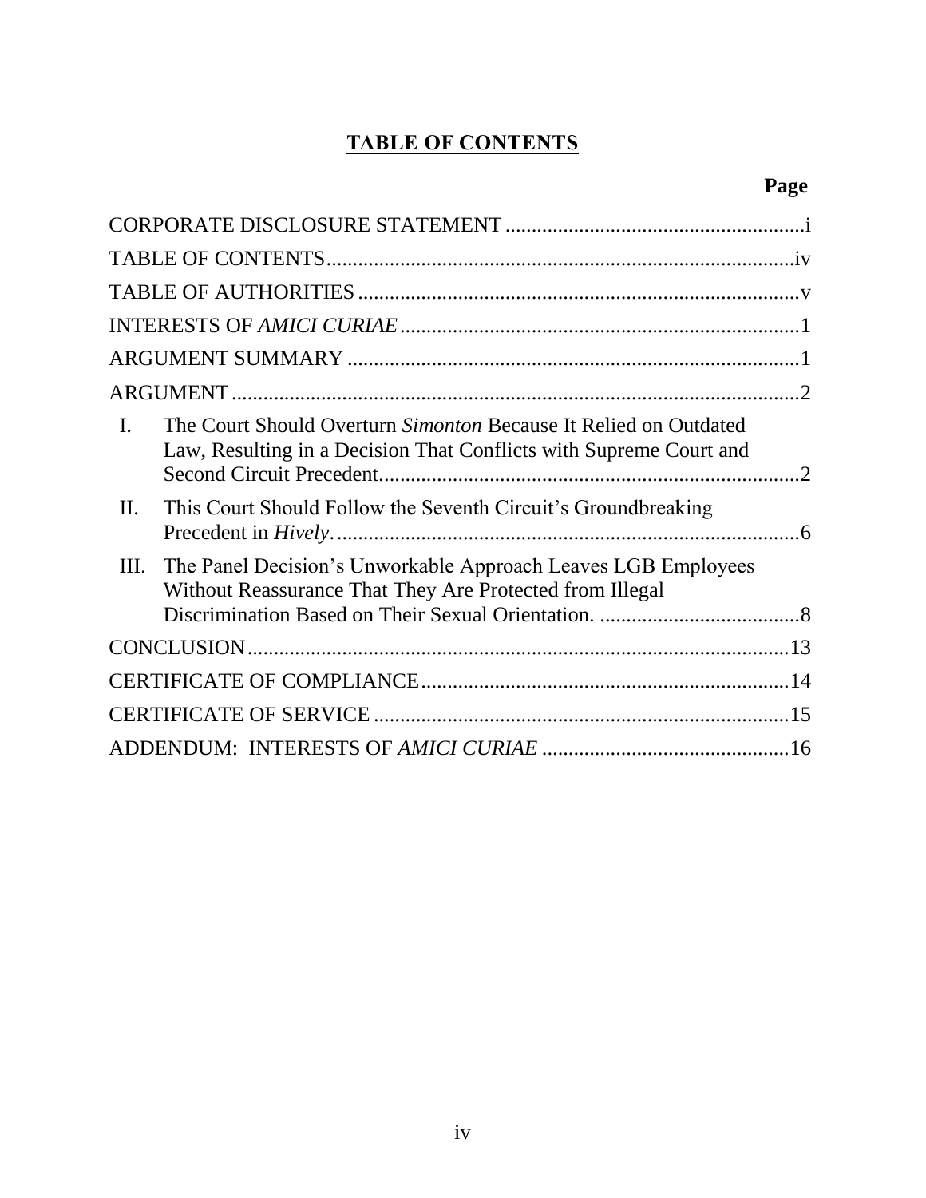# TABLE OF CONTENTS

| | Page |
|---|---|
| CORPORATE DISCLOSURE STATEMENT | i |
| TABLE OF CONTENTS | iv |
| TABLE OF AUTHORITIES | v |
| INTERESTS OF *AMICI CURIAE* | 1 |
| ARGUMENT SUMMARY | 1 |
| ARGUMENT | 2 |
| I. The Court Should Overturn *Simonton* Because It Relied on Outdated Law, Resulting in a Decision That Conflicts with Supreme Court and Second Circuit Precedent | 2 |
| II. This Court Should Follow the Seventh Circuit's Groundbreaking Precedent in *Hively*. | 6 |
| III. The Panel Decision's Unworkable Approach Leaves LGB Employees Without Reassurance That They Are Protected from Illegal Discrimination Based on Their Sexual Orientation. | 8 |
| CONCLUSION | 13 |
| CERTIFICATE OF COMPLIANCE | 14 |
| CERTIFICATE OF SERVICE | 15 |
| ADDENDUM: INTERESTS OF *AMICI CURIAE* | 16 |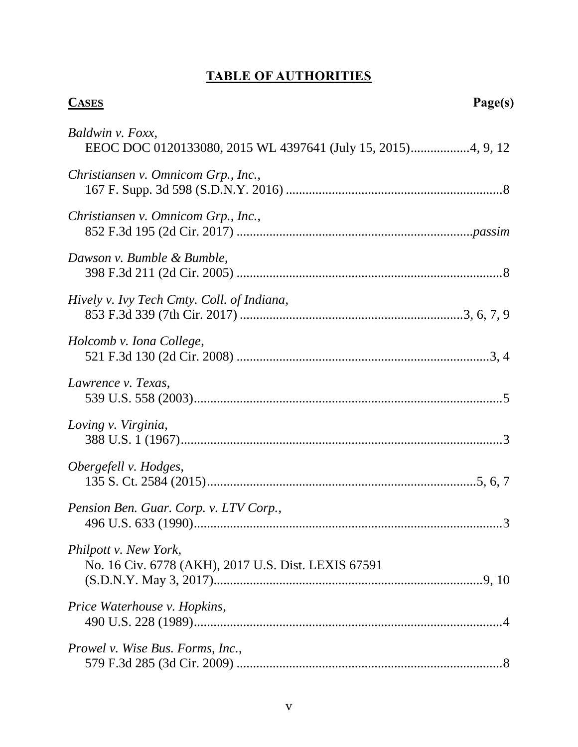# **TABLE OF AUTHORITIES**

**CASES** **Page(s)**

*Baldwin v. Foxx*,
EEOC DOC 0120133080, 2015 WL 4397641 (July 15, 2015)..................4, 9, 12

*Christiansen v. Omnicom Grp., Inc.*,
167 F. Supp. 3d 598 (S.D.N.Y. 2016) .................................................................8

*Christiansen v. Omnicom Grp., Inc.*,
852 F.3d 195 (2d Cir. 2017) .......................................................................*passim*

*Dawson v. Bumble & Bumble*,
398 F.3d 211 (2d Cir. 2005) ................................................................................8

*Hively v. Ivy Tech Cmty. Coll. of Indiana*,
853 F.3d 339 (7th Cir. 2017) ..................................................................3, 6, 7, 9

*Holcomb v. Iona College*,
521 F.3d 130 (2d Cir. 2008) ............................................................................3, 4

*Lawrence v. Texas*,
539 U.S. 558 (2003).............................................................................................5

*Loving v. Virginia*,
388 U.S. 1 (1967).................................................................................................3

*Obergefell v. Hodges*,
135 S. Ct. 2584 (2015)................................................................................5, 6, 7

*Pension Ben. Guar. Corp. v. LTV Corp.*,
496 U.S. 633 (1990).............................................................................................3

*Philpott v. New York*,
No. 16 Civ. 6778 (AKH), 2017 U.S. Dist. LEXIS 67591
(S.D.N.Y. May 3, 2017)..................................................................................9, 10

*Price Waterhouse v. Hopkins*,
490 U.S. 228 (1989).............................................................................................4

*Prowel v. Wise Bus. Forms, Inc.*,
579 F.3d 285 (3d Cir. 2009) ................................................................................8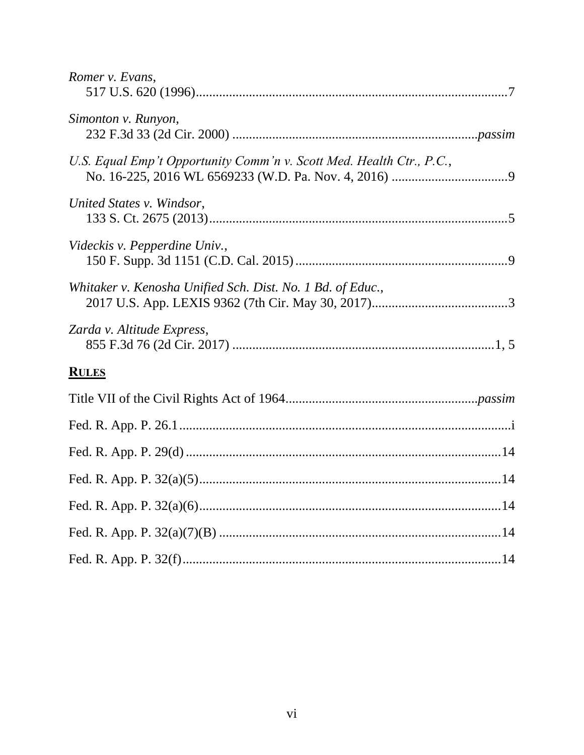*Romer v. Evans*,
517 U.S. 620 (1996)....................................................................................7

*Simonton v. Runyon*,
232 F.3d 33 (2d Cir. 2000) .........................................................................*passim*

*U.S. Equal Emp't Opportunity Comm'n v. Scott Med. Health Ctr., P.C.*,
No. 16-225, 2016 WL 6569233 (W.D. Pa. Nov. 4, 2016) ...................................9

*United States v. Windsor*,
133 S. Ct. 2675 (2013)..................................................................................5

*Videckis v. Pepperdine Univ.*,
150 F. Supp. 3d 1151 (C.D. Cal. 2015).............................................................9

*Whitaker v. Kenosha Unified Sch. Dist. No. 1 Bd. of Educ.*,
2017 U.S. App. LEXIS 9362 (7th Cir. May 30, 2017).........................................3

*Zarda v. Altitude Express*,
855 F.3d 76 (2d Cir. 2017) ...........................................................................1, 5

## **RULES**

Title VII of the Civil Rights Act of 1964...........................................................*passim*

Fed. R. App. P. 26.1...........................................................................................i

Fed. R. App. P. 29(d) .......................................................................................14

Fed. R. App. P. 32(a)(5)....................................................................................14

Fed. R. App. P. 32(a)(6)....................................................................................14

Fed. R. App. P. 32(a)(7)(B) ..............................................................................14

Fed. R. App. P. 32(f).........................................................................................14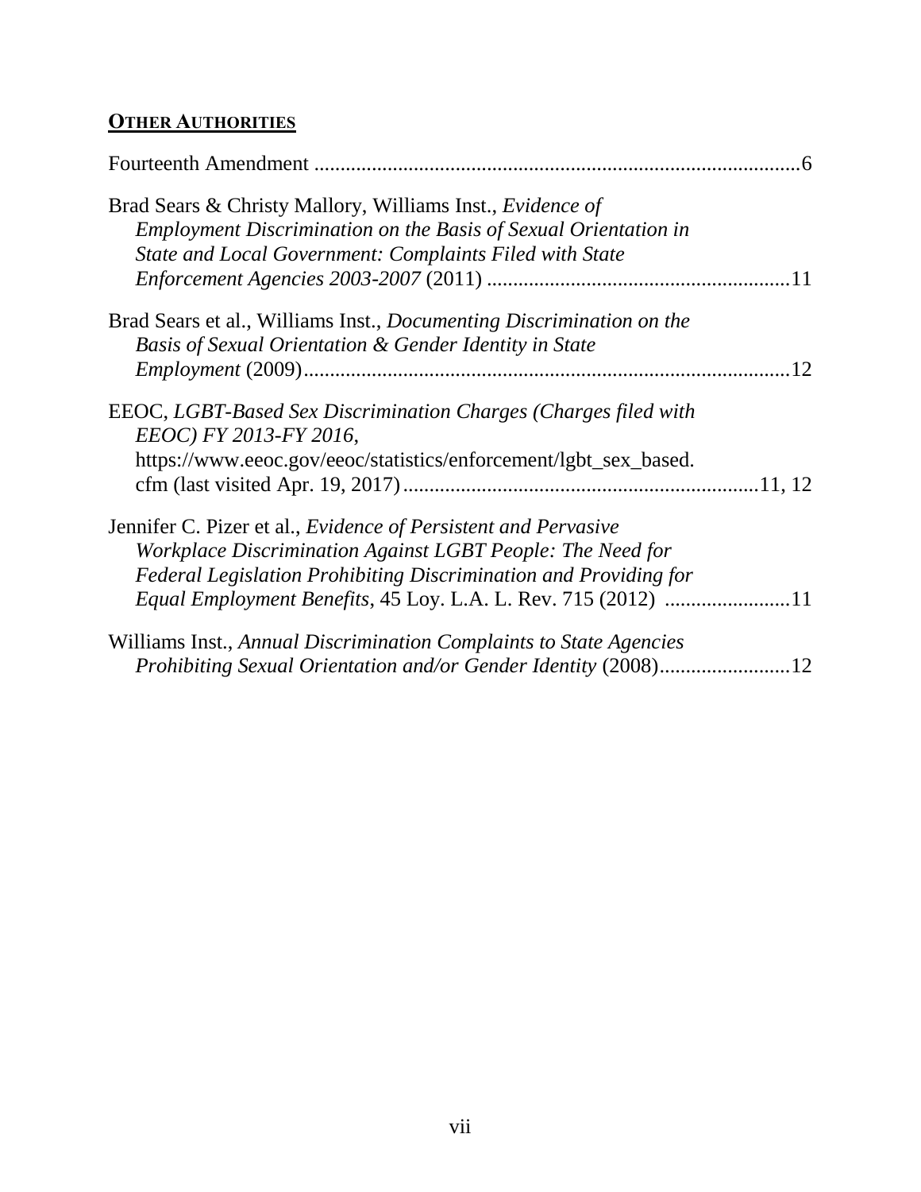**OTHER AUTHORITIES**

Fourteenth Amendment ............................................................................................6

Brad Sears & Christy Mallory, Williams Inst., *Evidence of Employment Discrimination on the Basis of Sexual Orientation in State and Local Government: Complaints Filed with State Enforcement Agencies 2003-2007* (2011) .........................................................11

Brad Sears et al., Williams Inst., *Documenting Discrimination on the Basis of Sexual Orientation & Gender Identity in State Employment* (2009)............................................................................................12

EEOC, *LGBT-Based Sex Discrimination Charges (Charges filed with EEOC) FY 2013-FY 2016*, https://www.eeoc.gov/eeoc/statistics/enforcement/lgbt_sex_based.cfm (last visited Apr. 19, 2017)...................................................................11, 12

Jennifer C. Pizer et al., *Evidence of Persistent and Pervasive Workplace Discrimination Against LGBT People: The Need for Federal Legislation Prohibiting Discrimination and Providing for Equal Employment Benefits*, 45 Loy. L.A. L. Rev. 715 (2012) ........................11

Williams Inst., *Annual Discrimination Complaints to State Agencies Prohibiting Sexual Orientation and/or Gender Identity* (2008).........................12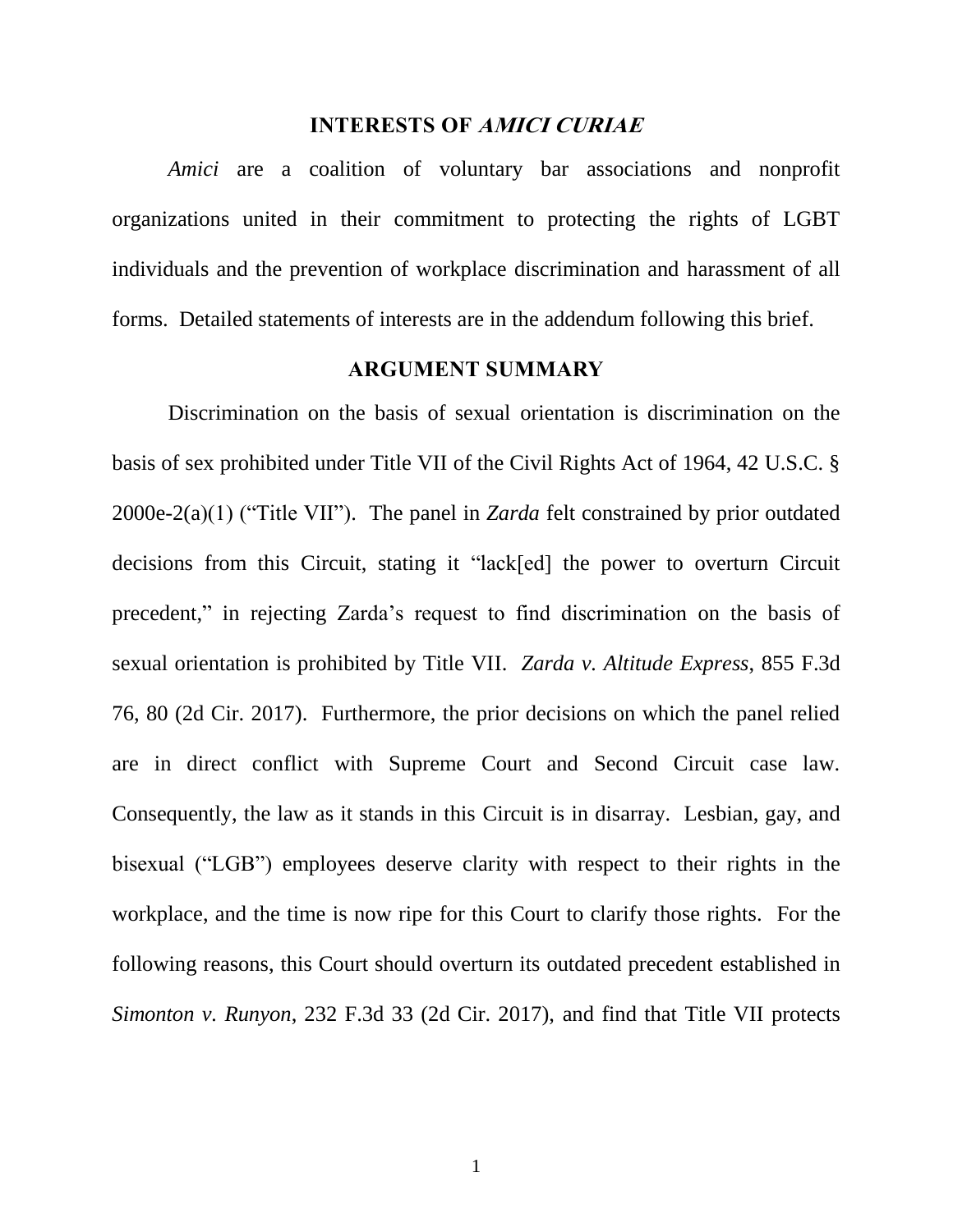## INTERESTS OF *AMICI CURIAE*

*Amici* are a coalition of voluntary bar associations and nonprofit organizations united in their commitment to protecting the rights of LGBT individuals and the prevention of workplace discrimination and harassment of all forms. Detailed statements of interests are in the addendum following this brief.

## ARGUMENT SUMMARY

Discrimination on the basis of sexual orientation is discrimination on the basis of sex prohibited under Title VII of the Civil Rights Act of 1964, 42 U.S.C. § 2000e-2(a)(1) ("Title VII"). The panel in *Zarda* felt constrained by prior outdated decisions from this Circuit, stating it "lack[ed] the power to overturn Circuit precedent," in rejecting Zarda's request to find discrimination on the basis of sexual orientation is prohibited by Title VII. *Zarda v. Altitude Express*, 855 F.3d 76, 80 (2d Cir. 2017). Furthermore, the prior decisions on which the panel relied are in direct conflict with Supreme Court and Second Circuit case law. Consequently, the law as it stands in this Circuit is in disarray. Lesbian, gay, and bisexual ("LGB") employees deserve clarity with respect to their rights in the workplace, and the time is now ripe for this Court to clarify those rights. For the following reasons, this Court should overturn its outdated precedent established in *Simonton v. Runyon*, 232 F.3d 33 (2d Cir. 2017), and find that Title VII protects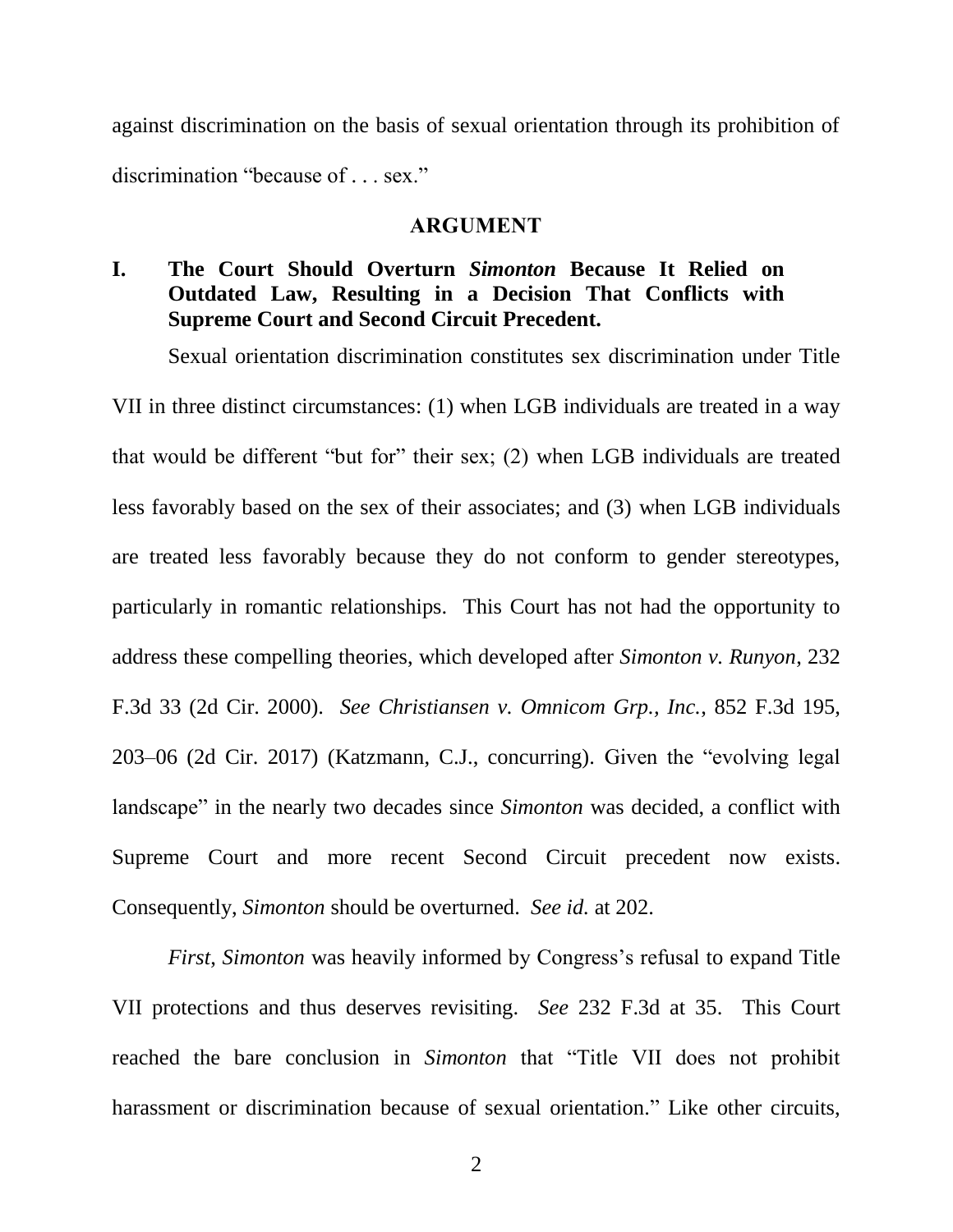against discrimination on the basis of sexual orientation through its prohibition of discrimination "because of . . . sex."

## ARGUMENT

### I. The Court Should Overturn *Simonton* Because It Relied on Outdated Law, Resulting in a Decision That Conflicts with Supreme Court and Second Circuit Precedent.

Sexual orientation discrimination constitutes sex discrimination under Title VII in three distinct circumstances: (1) when LGB individuals are treated in a way that would be different "but for" their sex; (2) when LGB individuals are treated less favorably based on the sex of their associates; and (3) when LGB individuals are treated less favorably because they do not conform to gender stereotypes, particularly in romantic relationships. This Court has not had the opportunity to address these compelling theories, which developed after *Simonton v. Runyon*, 232 F.3d 33 (2d Cir. 2000). *See Christiansen v. Omnicom Grp., Inc.*, 852 F.3d 195, 203–06 (2d Cir. 2017) (Katzmann, C.J., concurring). Given the "evolving legal landscape" in the nearly two decades since *Simonton* was decided, a conflict with Supreme Court and more recent Second Circuit precedent now exists. Consequently, *Simonton* should be overturned. *See id.* at 202.

*First*, *Simonton* was heavily informed by Congress's refusal to expand Title VII protections and thus deserves revisiting. *See* 232 F.3d at 35. This Court reached the bare conclusion in *Simonton* that "Title VII does not prohibit harassment or discrimination because of sexual orientation." Like other circuits,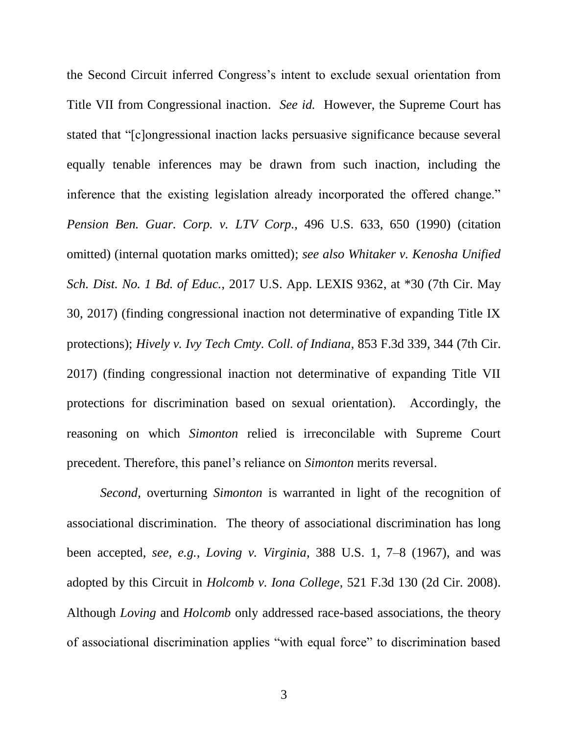the Second Circuit inferred Congress's intent to exclude sexual orientation from Title VII from Congressional inaction. *See id.* However, the Supreme Court has stated that "[c]ongressional inaction lacks persuasive significance because several equally tenable inferences may be drawn from such inaction, including the inference that the existing legislation already incorporated the offered change." *Pension Ben. Guar. Corp. v. LTV Corp.*, 496 U.S. 633, 650 (1990) (citation omitted) (internal quotation marks omitted); *see also Whitaker v. Kenosha Unified Sch. Dist. No. 1 Bd. of Educ.*, 2017 U.S. App. LEXIS 9362, at *30 (7th Cir. May 30, 2017) (finding congressional inaction not determinative of expanding Title IX protections); *Hively v. Ivy Tech Cmty. Coll. of Indiana*, 853 F.3d 339, 344 (7th Cir. 2017) (finding congressional inaction not determinative of expanding Title VII protections for discrimination based on sexual orientation). Accordingly, the reasoning on which *Simonton* relied is irreconcilable with Supreme Court precedent. Therefore, this panel's reliance on *Simonton* merits reversal.

*Second*, overturning *Simonton* is warranted in light of the recognition of associational discrimination. The theory of associational discrimination has long been accepted, *see, e.g.*, *Loving v. Virginia*, 388 U.S. 1, 7–8 (1967), and was adopted by this Circuit in *Holcomb v. Iona College*, 521 F.3d 130 (2d Cir. 2008). Although *Loving* and *Holcomb* only addressed race-based associations, the theory of associational discrimination applies "with equal force" to discrimination based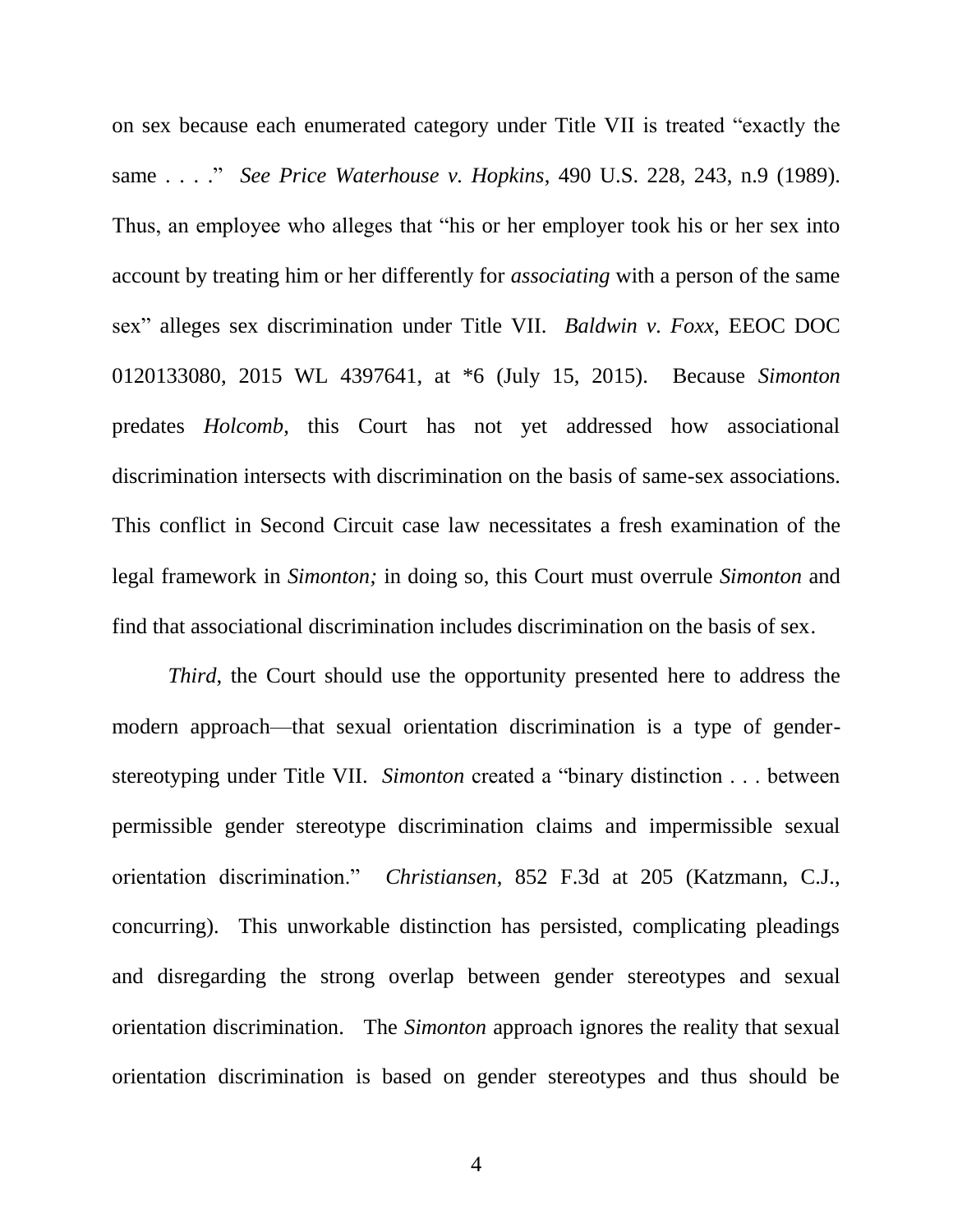on sex because each enumerated category under Title VII is treated "exactly the same . . . ." *See Price Waterhouse v. Hopkins*, 490 U.S. 228, 243, n.9 (1989). Thus, an employee who alleges that "his or her employer took his or her sex into account by treating him or her differently for *associating* with a person of the same sex" alleges sex discrimination under Title VII. *Baldwin v. Foxx*, EEOC DOC 0120133080, 2015 WL 4397641, at *6 (July 15, 2015). Because *Simonton* predates *Holcomb*, this Court has not yet addressed how associational discrimination intersects with discrimination on the basis of same-sex associations. This conflict in Second Circuit case law necessitates a fresh examination of the legal framework in *Simonton;* in doing so, this Court must overrule *Simonton* and find that associational discrimination includes discrimination on the basis of sex.

*Third*, the Court should use the opportunity presented here to address the modern approach—that sexual orientation discrimination is a type of gender-stereotyping under Title VII. *Simonton* created a "binary distinction . . . between permissible gender stereotype discrimination claims and impermissible sexual orientation discrimination." *Christiansen*, 852 F.3d at 205 (Katzmann, C.J., concurring). This unworkable distinction has persisted, complicating pleadings and disregarding the strong overlap between gender stereotypes and sexual orientation discrimination. The *Simonton* approach ignores the reality that sexual orientation discrimination is based on gender stereotypes and thus should be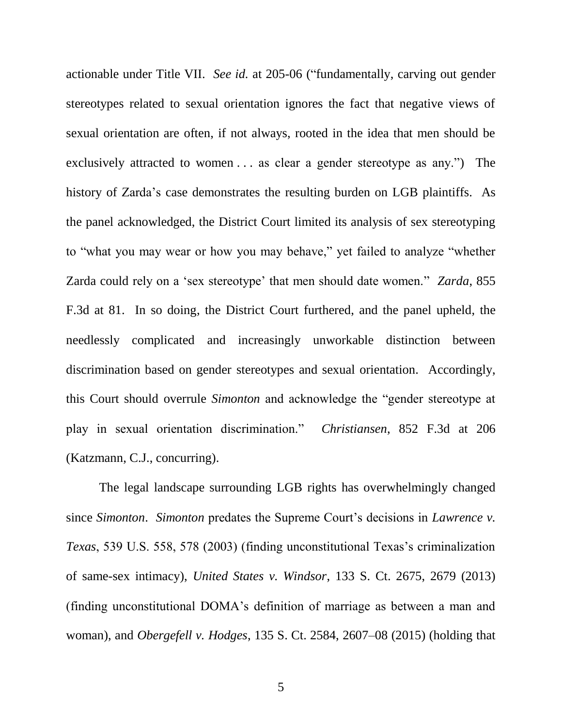actionable under Title VII. *See id.* at 205-06 ("fundamentally, carving out gender stereotypes related to sexual orientation ignores the fact that negative views of sexual orientation are often, if not always, rooted in the idea that men should be exclusively attracted to women . . . as clear a gender stereotype as any.") The history of Zarda's case demonstrates the resulting burden on LGB plaintiffs. As the panel acknowledged, the District Court limited its analysis of sex stereotyping to "what you may wear or how you may behave," yet failed to analyze "whether Zarda could rely on a 'sex stereotype' that men should date women." *Zarda*, 855 F.3d at 81. In so doing, the District Court furthered, and the panel upheld, the needlessly complicated and increasingly unworkable distinction between discrimination based on gender stereotypes and sexual orientation. Accordingly, this Court should overrule *Simonton* and acknowledge the "gender stereotype at play in sexual orientation discrimination." *Christiansen*, 852 F.3d at 206 (Katzmann, C.J., concurring).

The legal landscape surrounding LGB rights has overwhelmingly changed since *Simonton*. *Simonton* predates the Supreme Court's decisions in *Lawrence v. Texas*, 539 U.S. 558, 578 (2003) (finding unconstitutional Texas's criminalization of same-sex intimacy), *United States v. Windsor*, 133 S. Ct. 2675, 2679 (2013) (finding unconstitutional DOMA's definition of marriage as between a man and woman), and *Obergefell v. Hodges*, 135 S. Ct. 2584, 2607–08 (2015) (holding that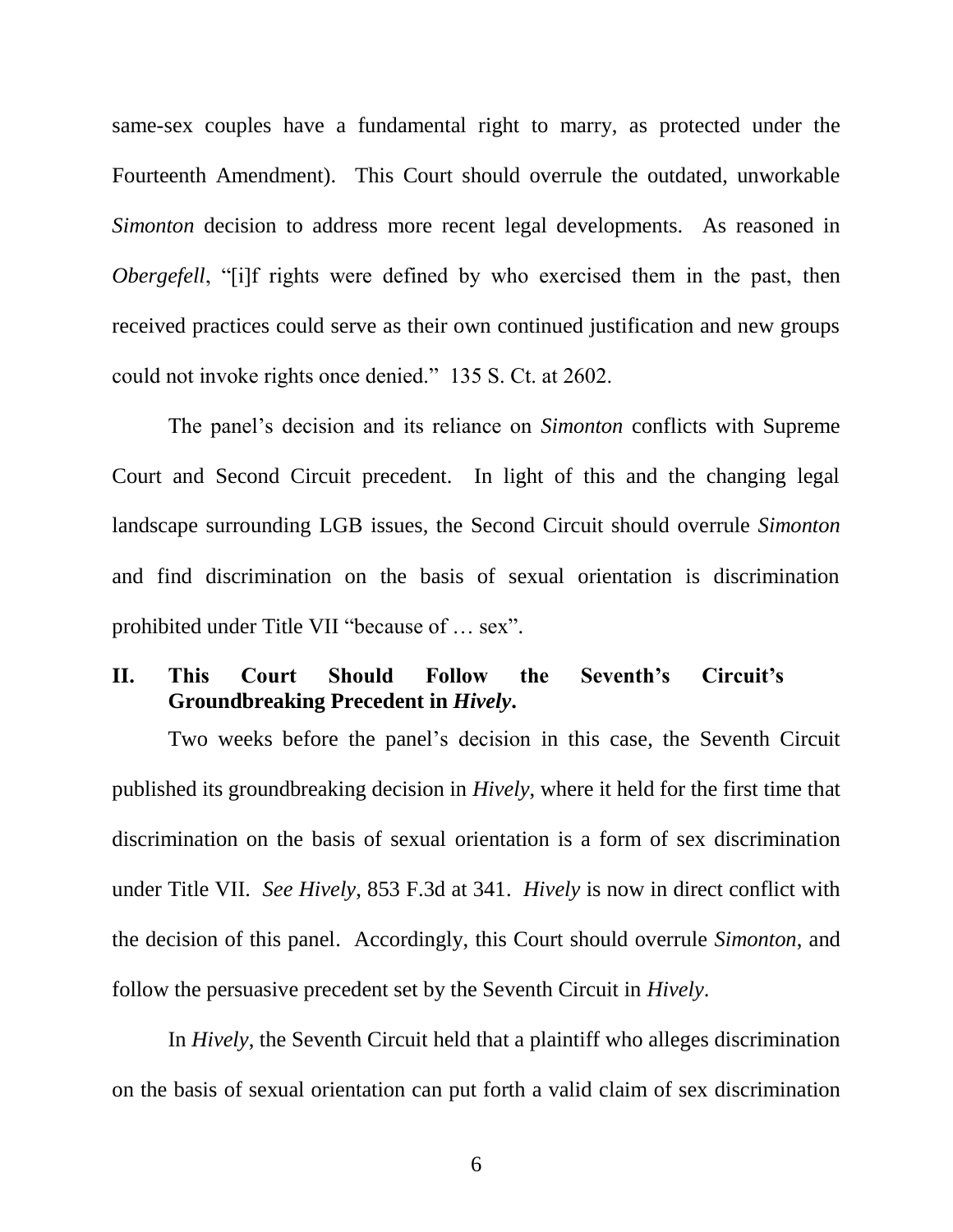same-sex couples have a fundamental right to marry, as protected under the Fourteenth Amendment). This Court should overrule the outdated, unworkable *Simonton* decision to address more recent legal developments. As reasoned in *Obergefell*, "[i]f rights were defined by who exercised them in the past, then received practices could serve as their own continued justification and new groups could not invoke rights once denied." 135 S. Ct. at 2602.

The panel's decision and its reliance on *Simonton* conflicts with Supreme Court and Second Circuit precedent. In light of this and the changing legal landscape surrounding LGB issues, the Second Circuit should overrule *Simonton* and find discrimination on the basis of sexual orientation is discrimination prohibited under Title VII "because of … sex".

## II. This Court Should Follow the Seventh's Circuit's Groundbreaking Precedent in *Hively*.

Two weeks before the panel's decision in this case, the Seventh Circuit published its groundbreaking decision in *Hively*, where it held for the first time that discrimination on the basis of sexual orientation is a form of sex discrimination under Title VII. *See Hively*, 853 F.3d at 341. *Hively* is now in direct conflict with the decision of this panel. Accordingly, this Court should overrule *Simonton*, and follow the persuasive precedent set by the Seventh Circuit in *Hively*.

In *Hively*, the Seventh Circuit held that a plaintiff who alleges discrimination on the basis of sexual orientation can put forth a valid claim of sex discrimination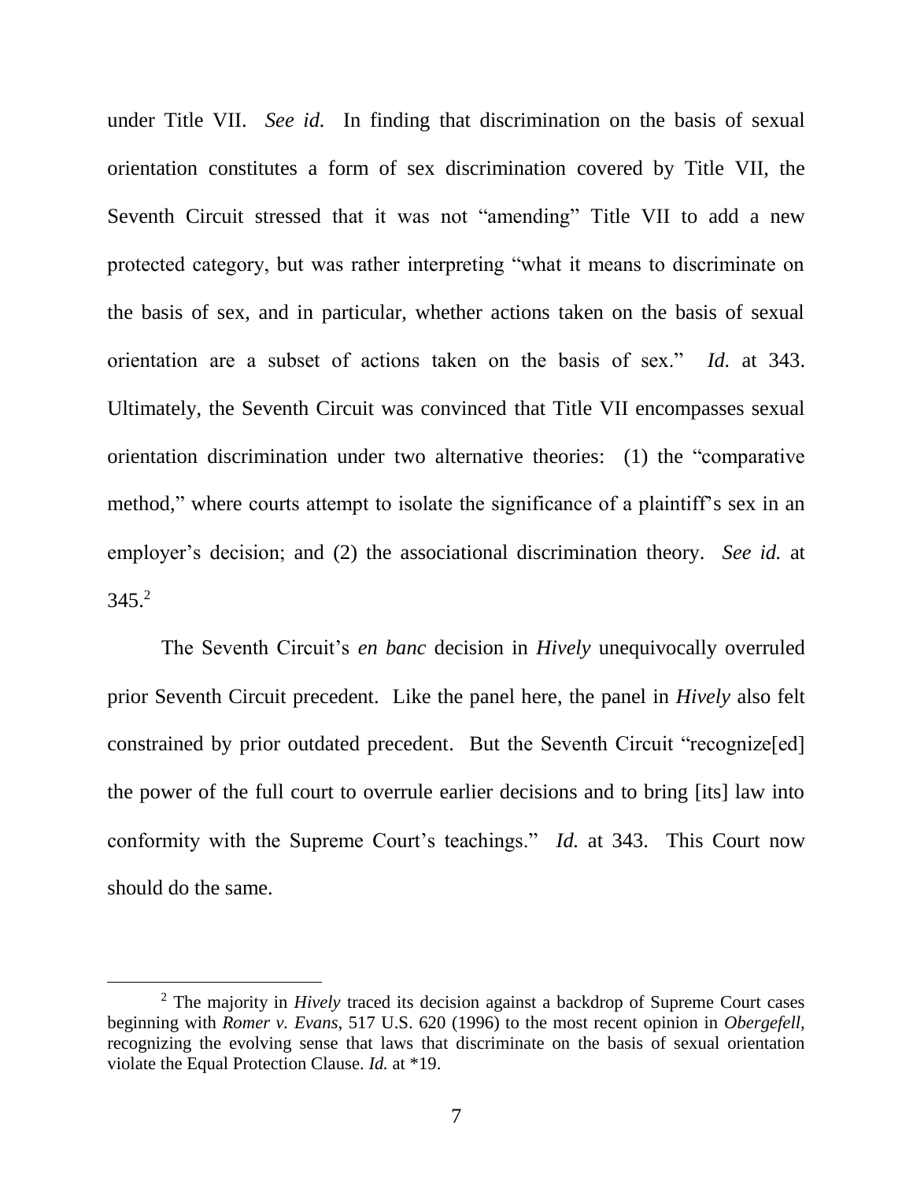under Title VII. *See id.* In finding that discrimination on the basis of sexual orientation constitutes a form of sex discrimination covered by Title VII, the Seventh Circuit stressed that it was not "amending" Title VII to add a new protected category, but was rather interpreting "what it means to discriminate on the basis of sex, and in particular, whether actions taken on the basis of sexual orientation are a subset of actions taken on the basis of sex." *Id.* at 343. Ultimately, the Seventh Circuit was convinced that Title VII encompasses sexual orientation discrimination under two alternative theories: (1) the "comparative method," where courts attempt to isolate the significance of a plaintiff's sex in an employer's decision; and (2) the associational discrimination theory. *See id.* at 345.[2]

The Seventh Circuit's *en banc* decision in *Hively* unequivocally overruled prior Seventh Circuit precedent. Like the panel here, the panel in *Hively* also felt constrained by prior outdated precedent. But the Seventh Circuit "recognize[ed] the power of the full court to overrule earlier decisions and to bring [its] law into conformity with the Supreme Court's teachings." *Id.* at 343. This Court now should do the same.

---

[2] The majority in *Hively* traced its decision against a backdrop of Supreme Court cases beginning with *Romer v. Evans*, 517 U.S. 620 (1996) to the most recent opinion in *Obergefell*, recognizing the evolving sense that laws that discriminate on the basis of sexual orientation violate the Equal Protection Clause. *Id.* at *19.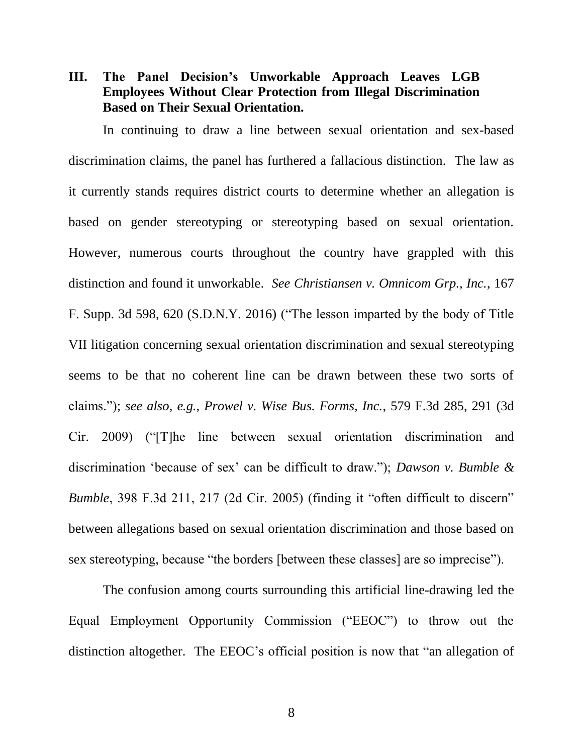### III. The Panel Decision's Unworkable Approach Leaves LGB Employees Without Clear Protection from Illegal Discrimination Based on Their Sexual Orientation.

In continuing to draw a line between sexual orientation and sex-based discrimination claims, the panel has furthered a fallacious distinction. The law as it currently stands requires district courts to determine whether an allegation is based on gender stereotyping or stereotyping based on sexual orientation. However, numerous courts throughout the country have grappled with this distinction and found it unworkable. *See Christiansen v. Omnicom Grp., Inc.*, 167 F. Supp. 3d 598, 620 (S.D.N.Y. 2016) ("The lesson imparted by the body of Title VII litigation concerning sexual orientation discrimination and sexual stereotyping seems to be that no coherent line can be drawn between these two sorts of claims."); *see also, e.g., Prowel v. Wise Bus. Forms, Inc.*, 579 F.3d 285, 291 (3d Cir. 2009) ("[T]he line between sexual orientation discrimination and discrimination 'because of sex' can be difficult to draw."); *Dawson v. Bumble & Bumble*, 398 F.3d 211, 217 (2d Cir. 2005) (finding it "often difficult to discern" between allegations based on sexual orientation discrimination and those based on sex stereotyping, because "the borders [between these classes] are so imprecise").

The confusion among courts surrounding this artificial line-drawing led the Equal Employment Opportunity Commission ("EEOC") to throw out the distinction altogether. The EEOC's official position is now that "an allegation of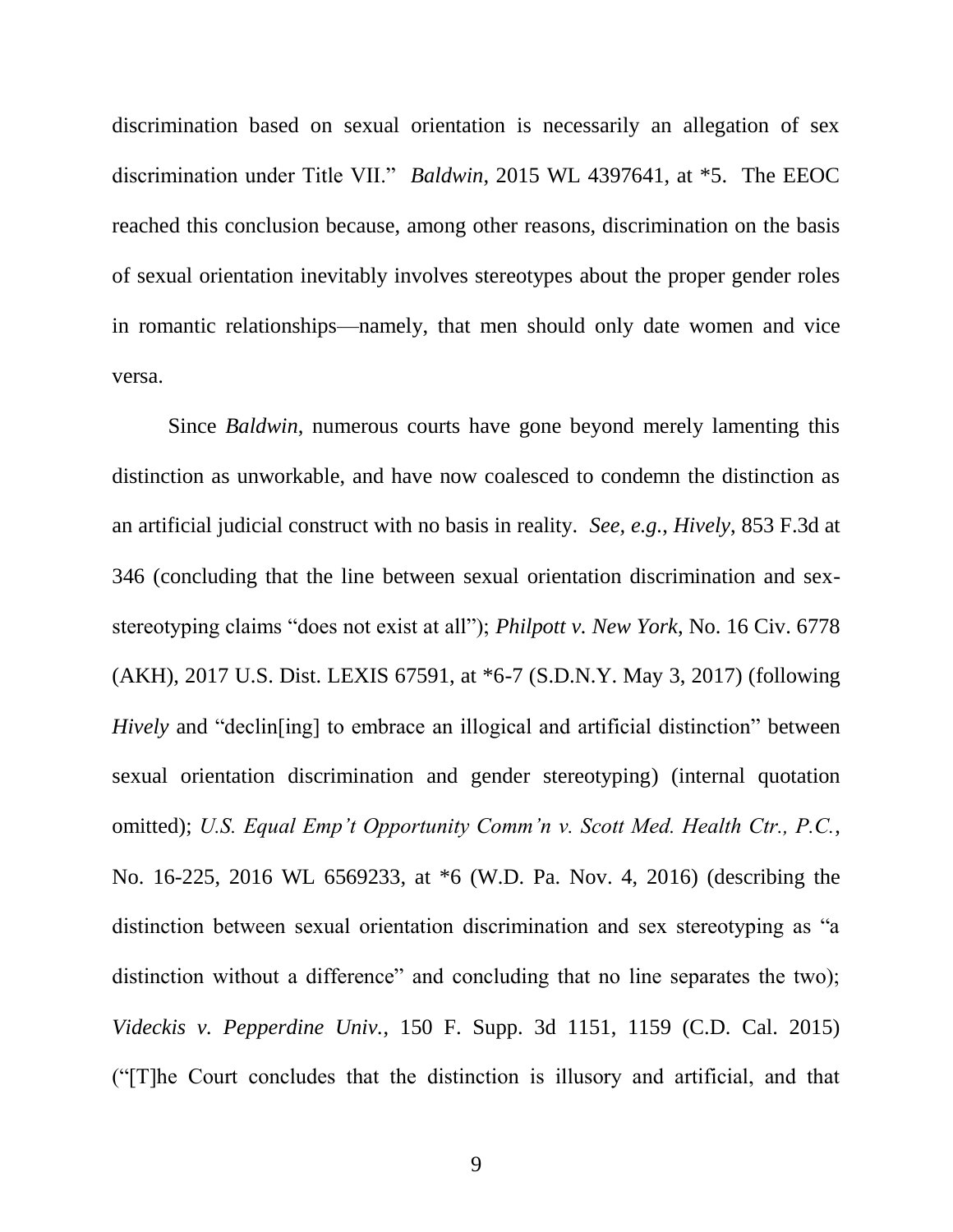discrimination based on sexual orientation is necessarily an allegation of sex discrimination under Title VII." *Baldwin*, 2015 WL 4397641, at *5. The EEOC reached this conclusion because, among other reasons, discrimination on the basis of sexual orientation inevitably involves stereotypes about the proper gender roles in romantic relationships—namely, that men should only date women and vice versa.

Since *Baldwin*, numerous courts have gone beyond merely lamenting this distinction as unworkable, and have now coalesced to condemn the distinction as an artificial judicial construct with no basis in reality. *See, e.g.*, *Hively*, 853 F.3d at 346 (concluding that the line between sexual orientation discrimination and sex-stereotyping claims "does not exist at all"); *Philpott v. New York*, No. 16 Civ. 6778 (AKH), 2017 U.S. Dist. LEXIS 67591, at *6-7 (S.D.N.Y. May 3, 2017) (following *Hively* and "declin[ing] to embrace an illogical and artificial distinction" between sexual orientation discrimination and gender stereotyping) (internal quotation omitted); *U.S. Equal Emp't Opportunity Comm'n v. Scott Med. Health Ctr., P.C.*, No. 16-225, 2016 WL 6569233, at *6 (W.D. Pa. Nov. 4, 2016) (describing the distinction between sexual orientation discrimination and sex stereotyping as "a distinction without a difference" and concluding that no line separates the two); *Videckis v. Pepperdine Univ.*, 150 F. Supp. 3d 1151, 1159 (C.D. Cal. 2015) ("[T]he Court concludes that the distinction is illusory and artificial, and that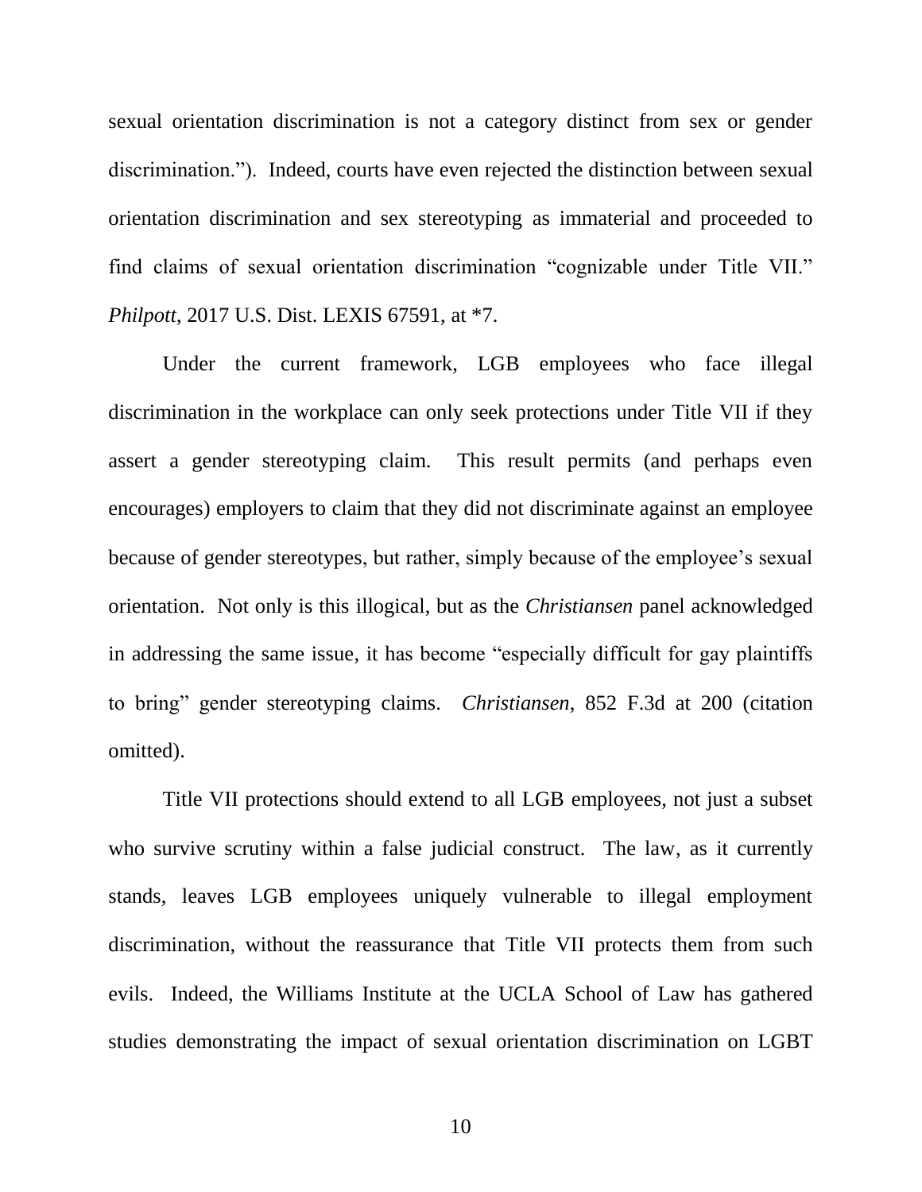sexual orientation discrimination is not a category distinct from sex or gender discrimination."). Indeed, courts have even rejected the distinction between sexual orientation discrimination and sex stereotyping as immaterial and proceeded to find claims of sexual orientation discrimination "cognizable under Title VII." *Philpott*, 2017 U.S. Dist. LEXIS 67591, at *7.

Under the current framework, LGB employees who face illegal discrimination in the workplace can only seek protections under Title VII if they assert a gender stereotyping claim. This result permits (and perhaps even encourages) employers to claim that they did not discriminate against an employee because of gender stereotypes, but rather, simply because of the employee's sexual orientation. Not only is this illogical, but as the *Christiansen* panel acknowledged in addressing the same issue, it has become "especially difficult for gay plaintiffs to bring" gender stereotyping claims. *Christiansen*, 852 F.3d at 200 (citation omitted).

Title VII protections should extend to all LGB employees, not just a subset who survive scrutiny within a false judicial construct. The law, as it currently stands, leaves LGB employees uniquely vulnerable to illegal employment discrimination, without the reassurance that Title VII protects them from such evils. Indeed, the Williams Institute at the UCLA School of Law has gathered studies demonstrating the impact of sexual orientation discrimination on LGBT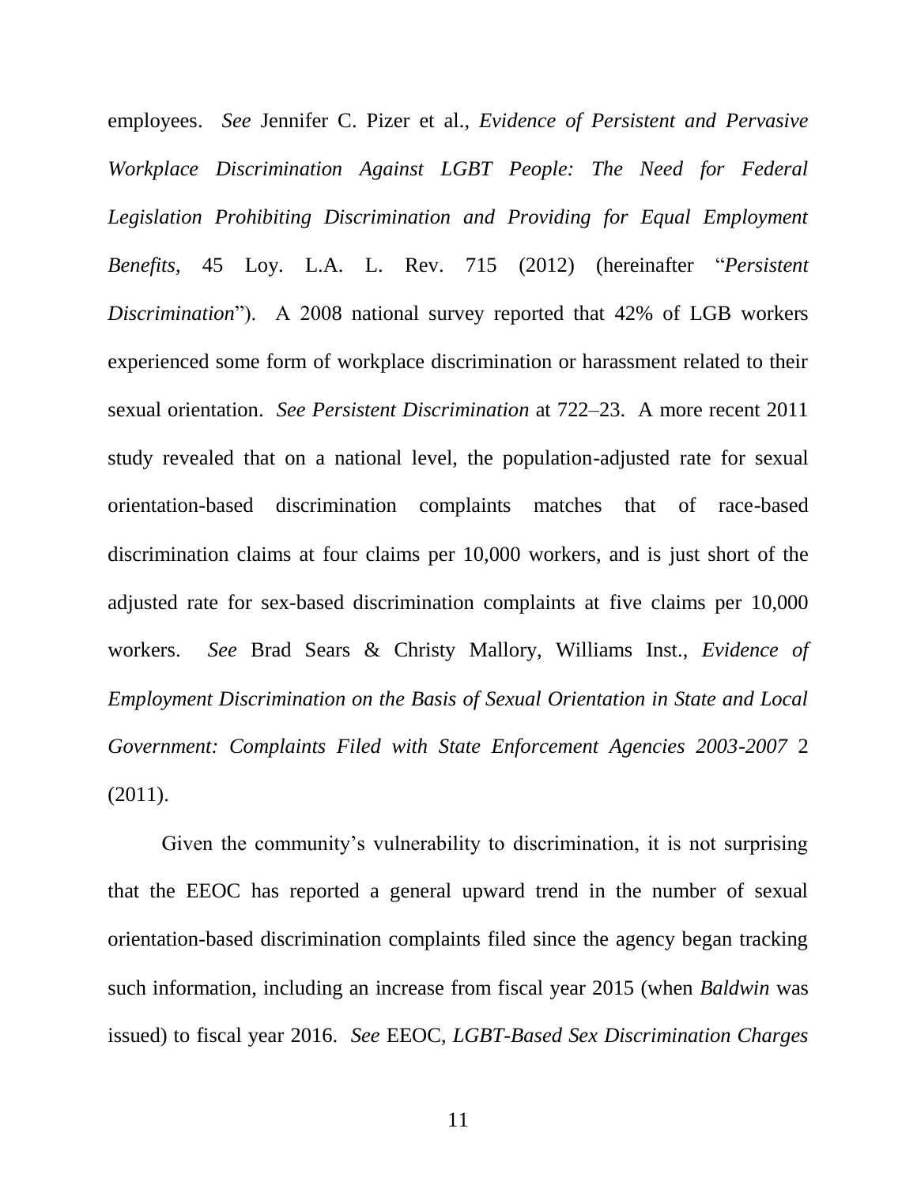employees. *See* Jennifer C. Pizer et al., *Evidence of Persistent and Pervasive Workplace Discrimination Against LGBT People: The Need for Federal Legislation Prohibiting Discrimination and Providing for Equal Employment Benefits*, 45 Loy. L.A. L. Rev. 715 (2012) (hereinafter "*Persistent Discrimination*"). A 2008 national survey reported that 42% of LGB workers experienced some form of workplace discrimination or harassment related to their sexual orientation. *See Persistent Discrimination* at 722–23. A more recent 2011 study revealed that on a national level, the population-adjusted rate for sexual orientation-based discrimination complaints matches that of race-based discrimination claims at four claims per 10,000 workers, and is just short of the adjusted rate for sex-based discrimination complaints at five claims per 10,000 workers. *See* Brad Sears & Christy Mallory, Williams Inst., *Evidence of Employment Discrimination on the Basis of Sexual Orientation in State and Local Government: Complaints Filed with State Enforcement Agencies 2003-2007* 2 (2011).

Given the community's vulnerability to discrimination, it is not surprising that the EEOC has reported a general upward trend in the number of sexual orientation-based discrimination complaints filed since the agency began tracking such information, including an increase from fiscal year 2015 (when *Baldwin* was issued) to fiscal year 2016. *See* EEOC, *LGBT-Based Sex Discrimination Charges*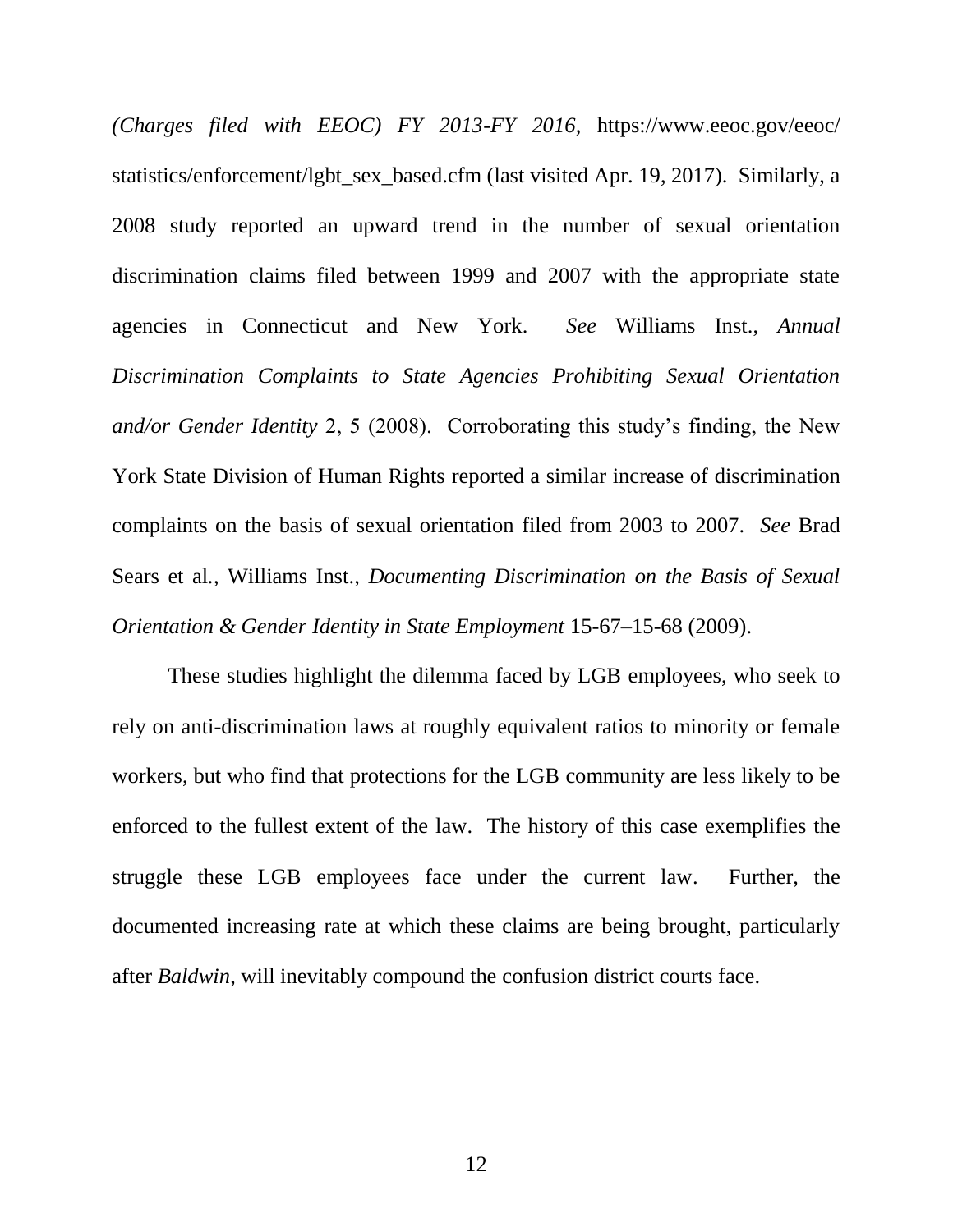*(Charges filed with EEOC) FY 2013-FY 2016*, https://www.eeoc.gov/eeoc/statistics/enforcement/lgbt_sex_based.cfm (last visited Apr. 19, 2017). Similarly, a 2008 study reported an upward trend in the number of sexual orientation discrimination claims filed between 1999 and 2007 with the appropriate state agencies in Connecticut and New York. *See* Williams Inst., *Annual Discrimination Complaints to State Agencies Prohibiting Sexual Orientation and/or Gender Identity* 2, 5 (2008). Corroborating this study's finding, the New York State Division of Human Rights reported a similar increase of discrimination complaints on the basis of sexual orientation filed from 2003 to 2007. *See* Brad Sears et al., Williams Inst., *Documenting Discrimination on the Basis of Sexual Orientation & Gender Identity in State Employment* 15-67–15-68 (2009).

These studies highlight the dilemma faced by LGB employees, who seek to rely on anti-discrimination laws at roughly equivalent ratios to minority or female workers, but who find that protections for the LGB community are less likely to be enforced to the fullest extent of the law. The history of this case exemplifies the struggle these LGB employees face under the current law. Further, the documented increasing rate at which these claims are being brought, particularly after *Baldwin*, will inevitably compound the confusion district courts face.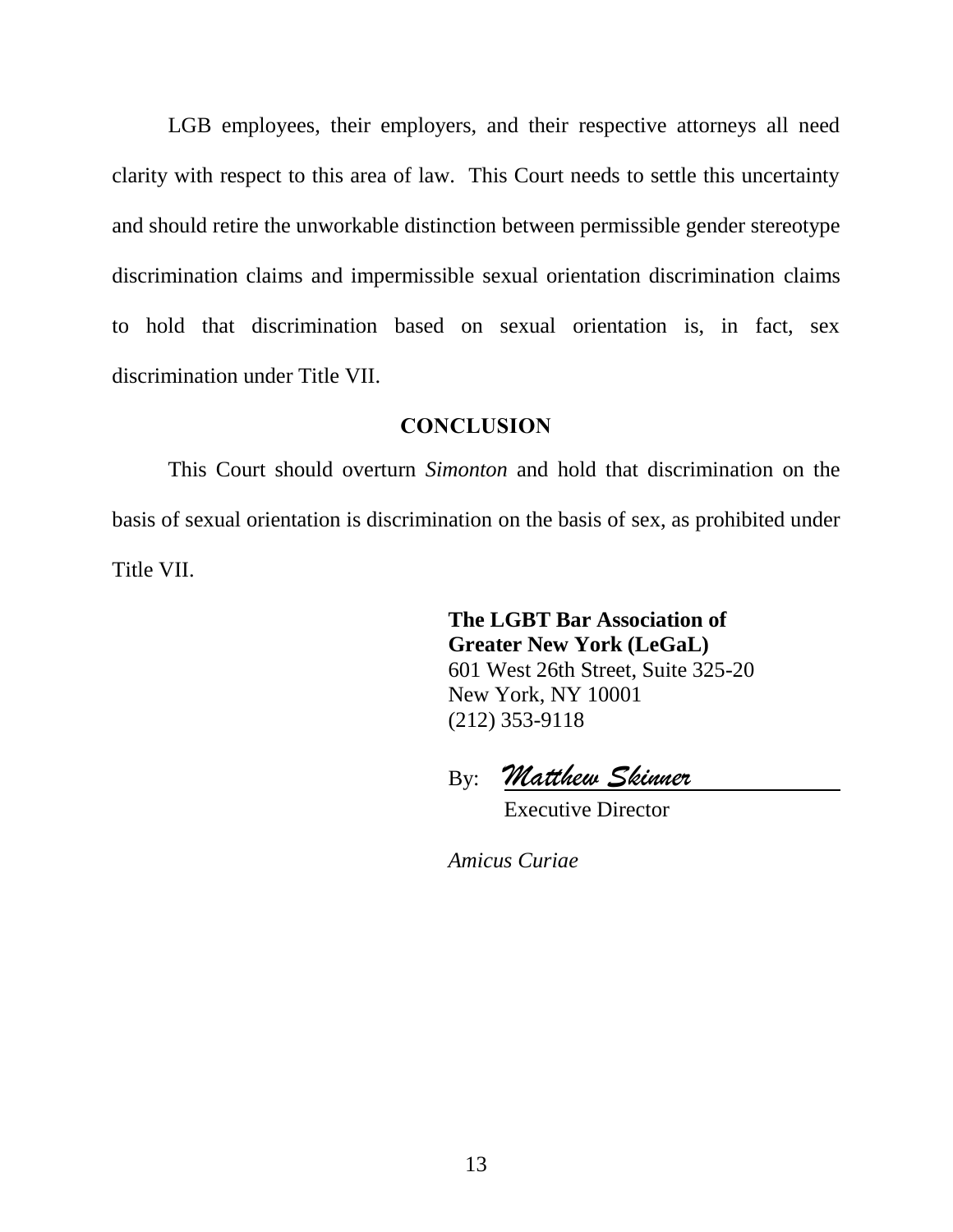LGB employees, their employers, and their respective attorneys all need clarity with respect to this area of law. This Court needs to settle this uncertainty and should retire the unworkable distinction between permissible gender stereotype discrimination claims and impermissible sexual orientation discrimination claims to hold that discrimination based on sexual orientation is, in fact, sex discrimination under Title VII.

## CONCLUSION

This Court should overturn *Simonton* and hold that discrimination on the basis of sexual orientation is discrimination on the basis of sex, as prohibited under Title VII.

**The LGBT Bar Association of Greater New York (LeGaL)**
601 West 26th Street, Suite 325-20
New York, NY 10001
(212) 353-9118

By: *Matthew Skinner*
Executive Director

*Amicus Curiae*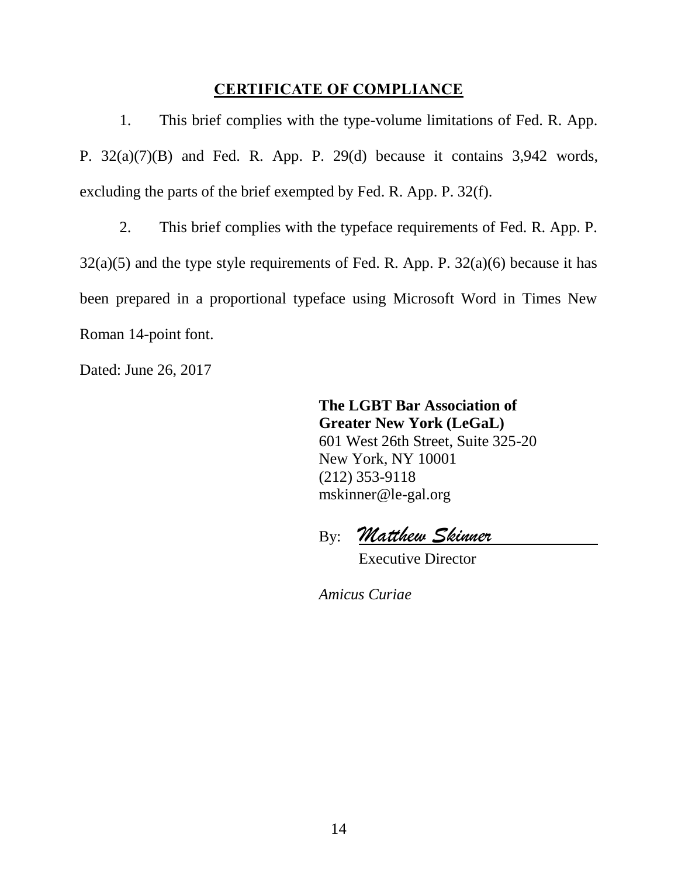## CERTIFICATE OF COMPLIANCE

1. This brief complies with the type-volume limitations of Fed. R. App. P. 32(a)(7)(B) and Fed. R. App. P. 29(d) because it contains 3,942 words, excluding the parts of the brief exempted by Fed. R. App. P. 32(f).

2. This brief complies with the typeface requirements of Fed. R. App. P. 32(a)(5) and the type style requirements of Fed. R. App. P. 32(a)(6) because it has been prepared in a proportional typeface using Microsoft Word in Times New Roman 14-point font.

Dated: June 26, 2017

**The LGBT Bar Association of Greater New York (LeGaL)**
601 West 26th Street, Suite 325-20
New York, NY 10001
(212) 353-9118
mskinner@le-gal.org

By: *Matthew Skinner*
Executive Director

*Amicus Curiae*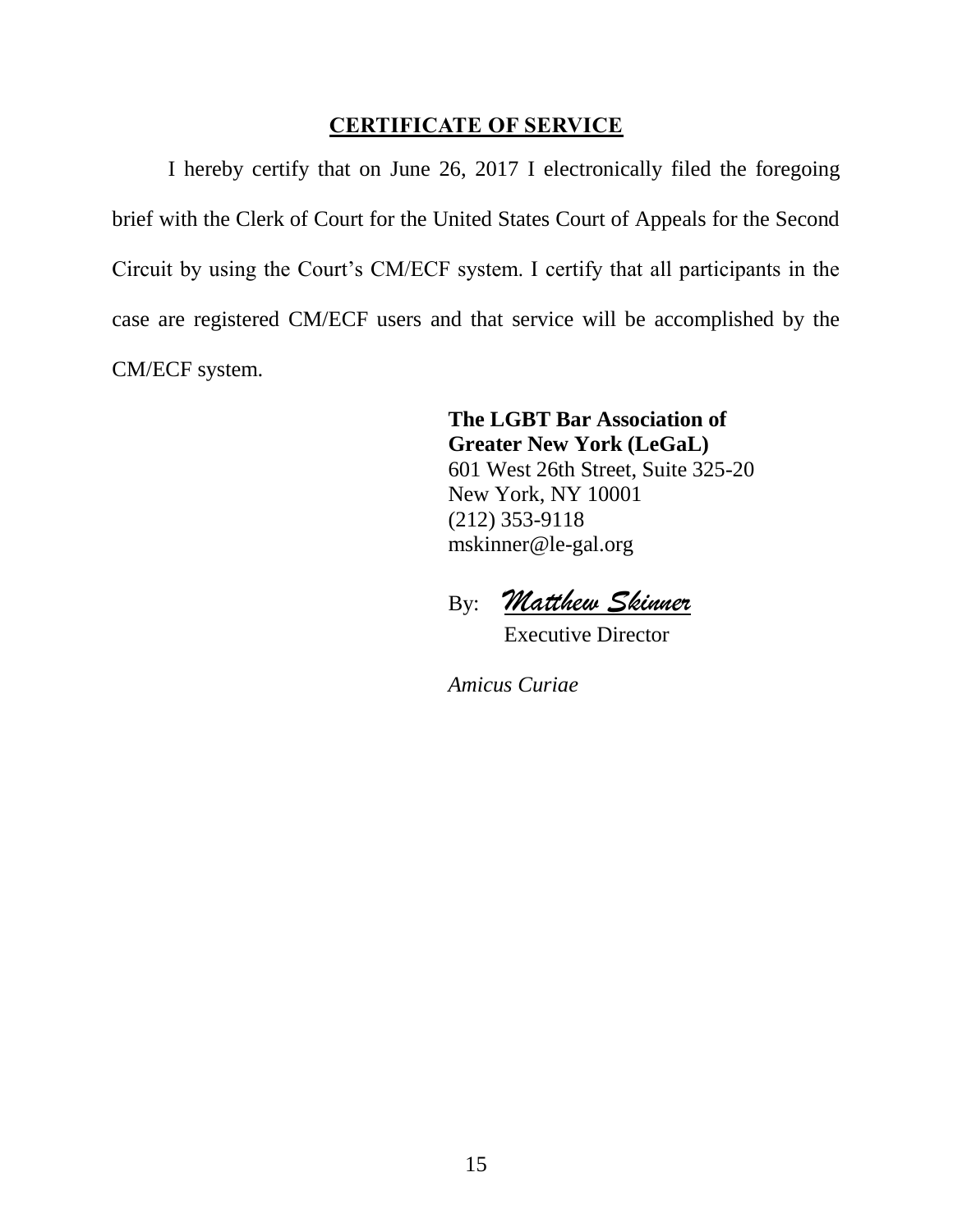## CERTIFICATE OF SERVICE

I hereby certify that on June 26, 2017 I electronically filed the foregoing brief with the Clerk of Court for the United States Court of Appeals for the Second Circuit by using the Court's CM/ECF system. I certify that all participants in the case are registered CM/ECF users and that service will be accomplished by the CM/ECF system.

**The LGBT Bar Association of Greater New York (LeGaL)**
601 West 26th Street, Suite 325-20
New York, NY 10001
(212) 353-9118
mskinner@le-gal.org

By: *Matthew Skinner*
Executive Director

*Amicus Curiae*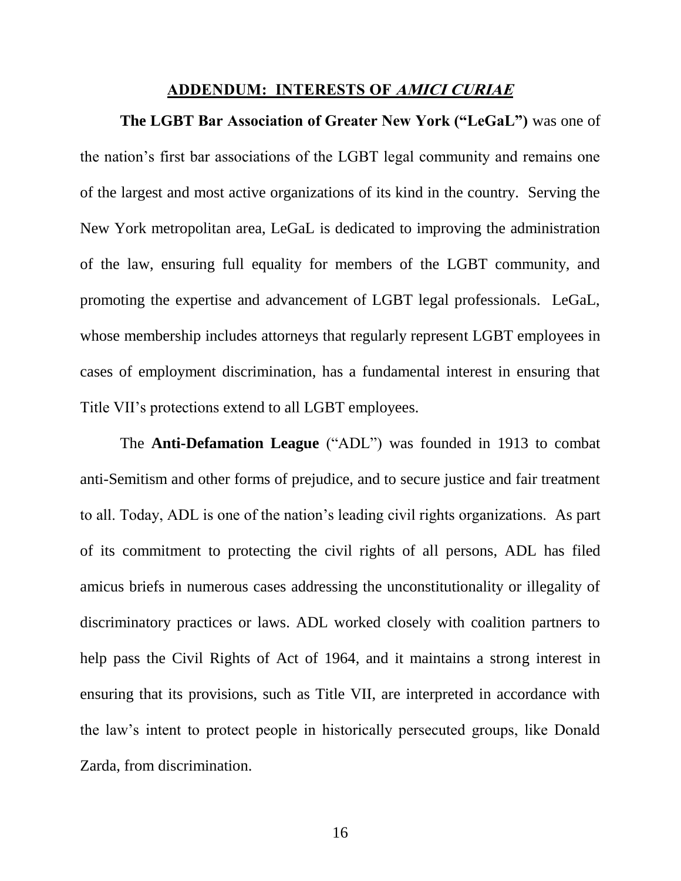## ADDENDUM: INTERESTS OF *AMICI CURIAE*

**The LGBT Bar Association of Greater New York ("LeGaL")** was one of the nation's first bar associations of the LGBT legal community and remains one of the largest and most active organizations of its kind in the country. Serving the New York metropolitan area, LeGaL is dedicated to improving the administration of the law, ensuring full equality for members of the LGBT community, and promoting the expertise and advancement of LGBT legal professionals. LeGaL, whose membership includes attorneys that regularly represent LGBT employees in cases of employment discrimination, has a fundamental interest in ensuring that Title VII's protections extend to all LGBT employees.

The **Anti-Defamation League** ("ADL") was founded in 1913 to combat anti-Semitism and other forms of prejudice, and to secure justice and fair treatment to all. Today, ADL is one of the nation's leading civil rights organizations. As part of its commitment to protecting the civil rights of all persons, ADL has filed amicus briefs in numerous cases addressing the unconstitutionality or illegality of discriminatory practices or laws. ADL worked closely with coalition partners to help pass the Civil Rights of Act of 1964, and it maintains a strong interest in ensuring that its provisions, such as Title VII, are interpreted in accordance with the law's intent to protect people in historically persecuted groups, like Donald Zarda, from discrimination.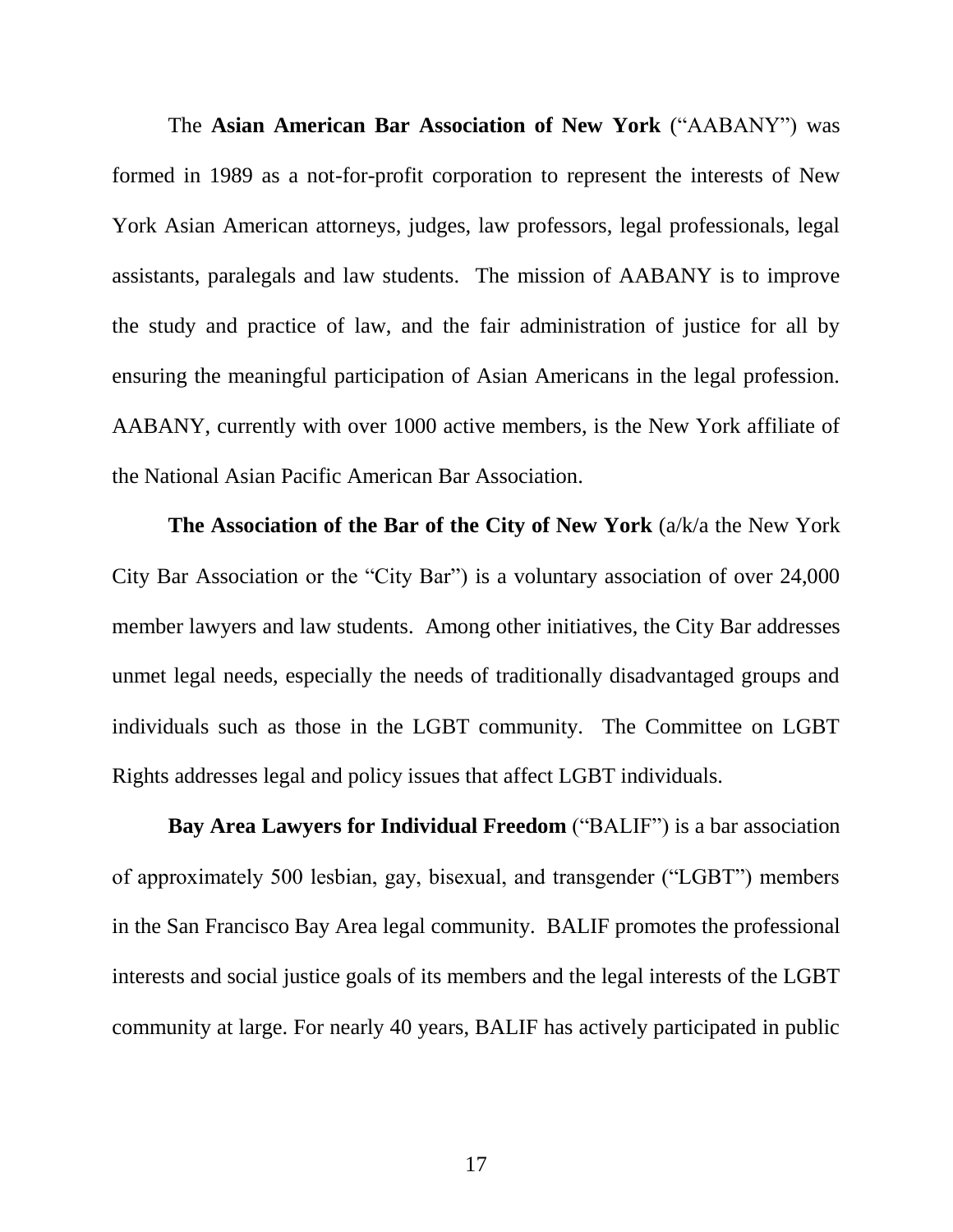The **Asian American Bar Association of New York** ("AABANY") was formed in 1989 as a not-for-profit corporation to represent the interests of New York Asian American attorneys, judges, law professors, legal professionals, legal assistants, paralegals and law students. The mission of AABANY is to improve the study and practice of law, and the fair administration of justice for all by ensuring the meaningful participation of Asian Americans in the legal profession. AABANY, currently with over 1000 active members, is the New York affiliate of the National Asian Pacific American Bar Association.

**The Association of the Bar of the City of New York** (a/k/a the New York City Bar Association or the "City Bar") is a voluntary association of over 24,000 member lawyers and law students. Among other initiatives, the City Bar addresses unmet legal needs, especially the needs of traditionally disadvantaged groups and individuals such as those in the LGBT community. The Committee on LGBT Rights addresses legal and policy issues that affect LGBT individuals.

**Bay Area Lawyers for Individual Freedom** ("BALIF") is a bar association of approximately 500 lesbian, gay, bisexual, and transgender ("LGBT") members in the San Francisco Bay Area legal community. BALIF promotes the professional interests and social justice goals of its members and the legal interests of the LGBT community at large. For nearly 40 years, BALIF has actively participated in public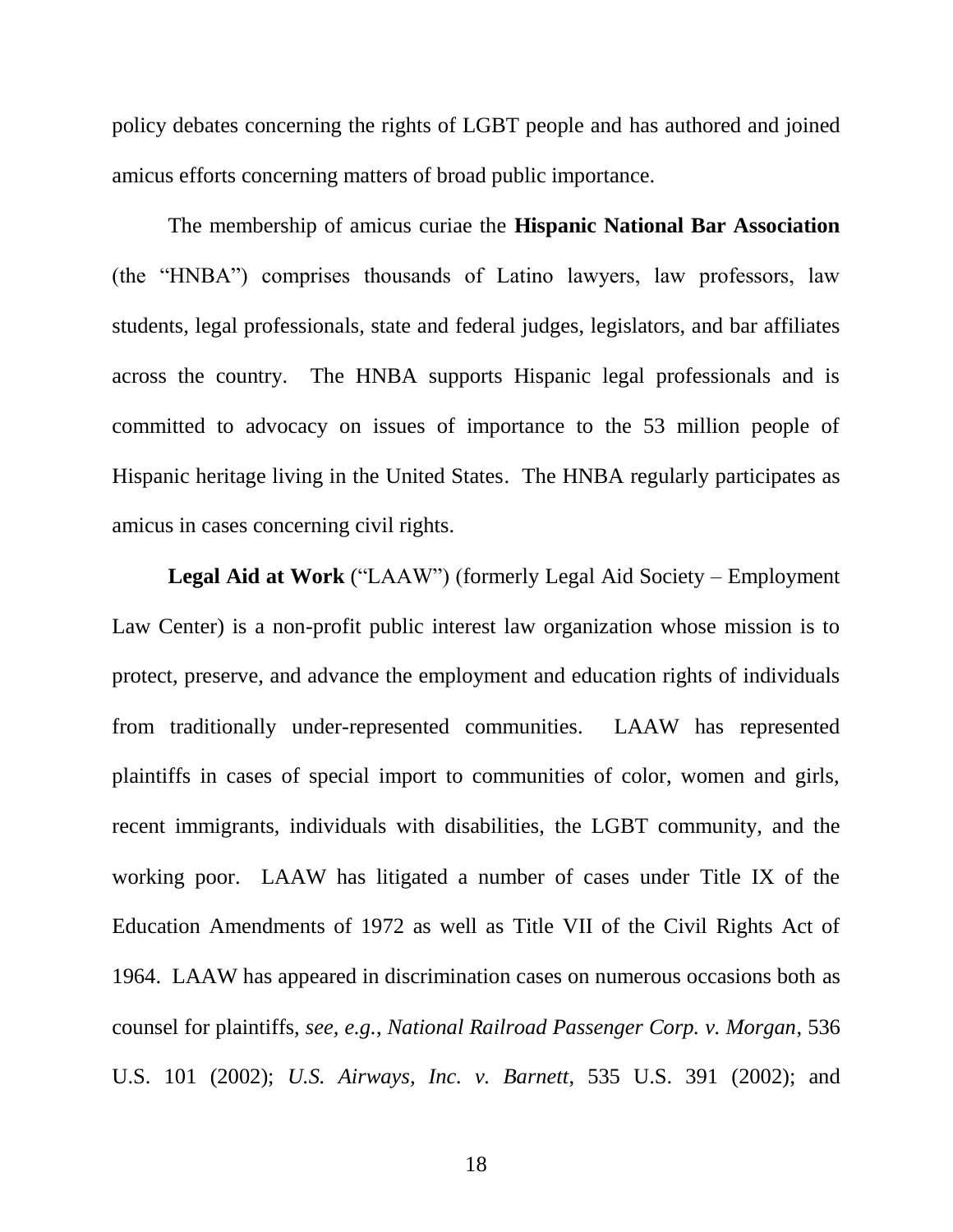policy debates concerning the rights of LGBT people and has authored and joined amicus efforts concerning matters of broad public importance.

The membership of amicus curiae the **Hispanic National Bar Association** (the "HNBA") comprises thousands of Latino lawyers, law professors, law students, legal professionals, state and federal judges, legislators, and bar affiliates across the country. The HNBA supports Hispanic legal professionals and is committed to advocacy on issues of importance to the 53 million people of Hispanic heritage living in the United States. The HNBA regularly participates as amicus in cases concerning civil rights.

**Legal Aid at Work** ("LAAW") (formerly Legal Aid Society – Employment Law Center) is a non-profit public interest law organization whose mission is to protect, preserve, and advance the employment and education rights of individuals from traditionally under-represented communities. LAAW has represented plaintiffs in cases of special import to communities of color, women and girls, recent immigrants, individuals with disabilities, the LGBT community, and the working poor. LAAW has litigated a number of cases under Title IX of the Education Amendments of 1972 as well as Title VII of the Civil Rights Act of 1964. LAAW has appeared in discrimination cases on numerous occasions both as counsel for plaintiffs, *see, e.g.*, *National Railroad Passenger Corp. v. Morgan*, 536 U.S. 101 (2002); *U.S. Airways, Inc. v. Barnett*, 535 U.S. 391 (2002); and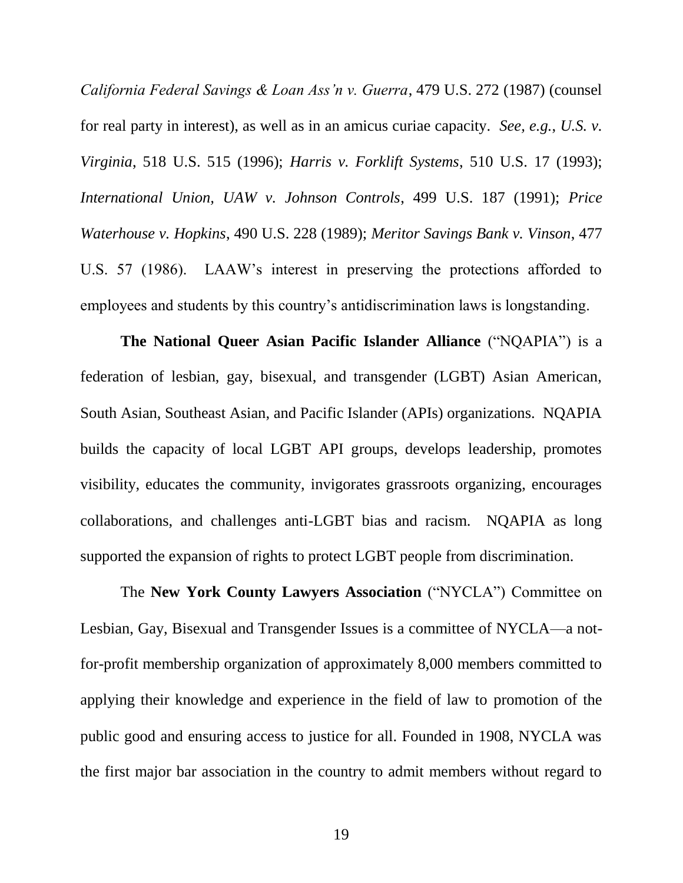*California Federal Savings & Loan Ass'n v. Guerra*, 479 U.S. 272 (1987) (counsel for real party in interest), as well as in an amicus curiae capacity. *See, e.g.*, *U.S. v. Virginia*, 518 U.S. 515 (1996); *Harris v. Forklift Systems*, 510 U.S. 17 (1993); *International Union, UAW v. Johnson Controls*, 499 U.S. 187 (1991); *Price Waterhouse v. Hopkins*, 490 U.S. 228 (1989); *Meritor Savings Bank v. Vinson*, 477 U.S. 57 (1986). LAAW's interest in preserving the protections afforded to employees and students by this country's antidiscrimination laws is longstanding.

**The National Queer Asian Pacific Islander Alliance** ("NQAPIA") is a federation of lesbian, gay, bisexual, and transgender (LGBT) Asian American, South Asian, Southeast Asian, and Pacific Islander (APIs) organizations. NQAPIA builds the capacity of local LGBT API groups, develops leadership, promotes visibility, educates the community, invigorates grassroots organizing, encourages collaborations, and challenges anti-LGBT bias and racism. NQAPIA as long supported the expansion of rights to protect LGBT people from discrimination.

The **New York County Lawyers Association** ("NYCLA") Committee on Lesbian, Gay, Bisexual and Transgender Issues is a committee of NYCLA—a not-for-profit membership organization of approximately 8,000 members committed to applying their knowledge and experience in the field of law to promotion of the public good and ensuring access to justice for all. Founded in 1908, NYCLA was the first major bar association in the country to admit members without regard to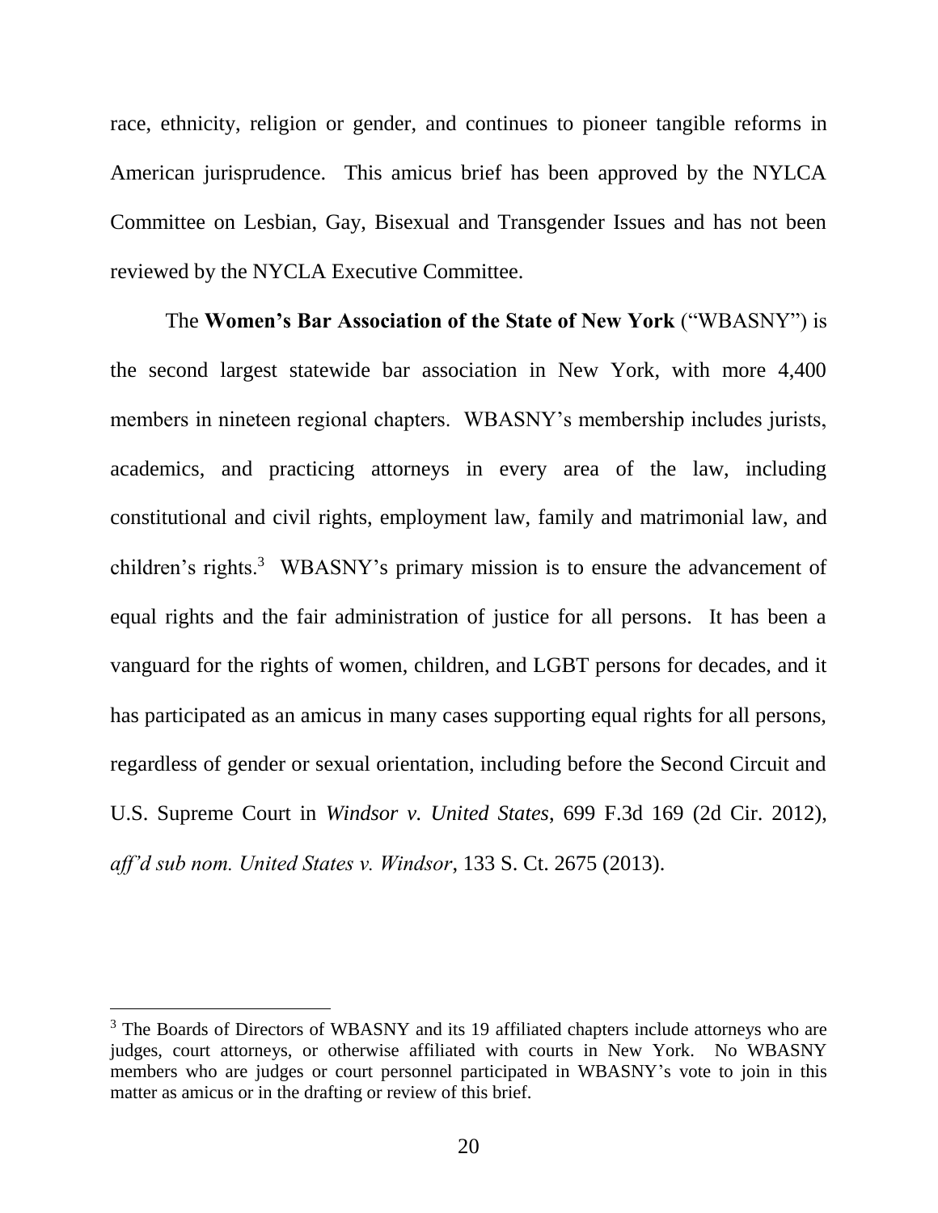race, ethnicity, religion or gender, and continues to pioneer tangible reforms in American jurisprudence. This amicus brief has been approved by the NYLCA Committee on Lesbian, Gay, Bisexual and Transgender Issues and has not been reviewed by the NYCLA Executive Committee.

The **Women's Bar Association of the State of New York** ("WBASNY") is the second largest statewide bar association in New York, with more 4,400 members in nineteen regional chapters. WBASNY's membership includes jurists, academics, and practicing attorneys in every area of the law, including constitutional and civil rights, employment law, family and matrimonial law, and children's rights.[3] WBASNY's primary mission is to ensure the advancement of equal rights and the fair administration of justice for all persons. It has been a vanguard for the rights of women, children, and LGBT persons for decades, and it has participated as an amicus in many cases supporting equal rights for all persons, regardless of gender or sexual orientation, including before the Second Circuit and U.S. Supreme Court in *Windsor v. United States*, 699 F.3d 169 (2d Cir. 2012), *aff'd sub nom. United States v. Windsor*, 133 S. Ct. 2675 (2013).

[3] The Boards of Directors of WBASNY and its 19 affiliated chapters include attorneys who are judges, court attorneys, or otherwise affiliated with courts in New York. No WBASNY members who are judges or court personnel participated in WBASNY's vote to join in this matter as amicus or in the drafting or review of this brief.